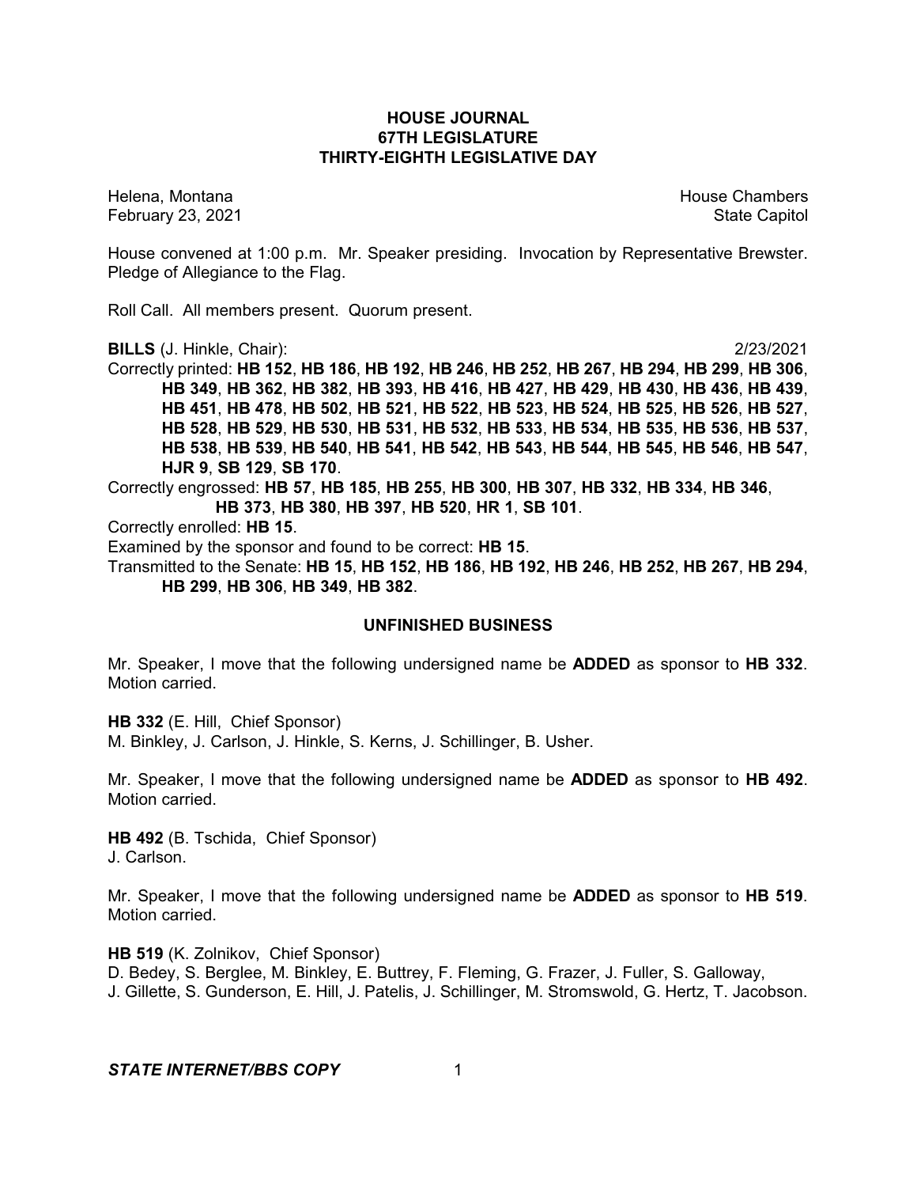# HOUSE JOURNAL
## 67TH LEGISLATURE
## THIRTY-EIGHTH LEGISLATIVE DAY

Helena, Montana
February 23, 2021

House Chambers
State Capitol

House convened at 1:00 p.m. Mr. Speaker presiding. Invocation by Representative Brewster. Pledge of Allegiance to the Flag.

Roll Call. All members present. Quorum present.

**BILLS** (J. Hinkle, Chair): 2/23/2021

Correctly printed: **HB 152**, **HB 186**, **HB 192**, **HB 246**, **HB 252**, **HB 267**, **HB 294**, **HB 299**, **HB 306**, **HB 349**, **HB 362**, **HB 382**, **HB 393**, **HB 416**, **HB 427**, **HB 429**, **HB 430**, **HB 436**, **HB 439**, **HB 451**, **HB 478**, **HB 502**, **HB 521**, **HB 522**, **HB 523**, **HB 524**, **HB 525**, **HB 526**, **HB 527**, **HB 528**, **HB 529**, **HB 530**, **HB 531**, **HB 532**, **HB 533**, **HB 534**, **HB 535**, **HB 536**, **HB 537**, **HB 538**, **HB 539**, **HB 540**, **HB 541**, **HB 542**, **HB 543**, **HB 544**, **HB 545**, **HB 546**, **HB 547**, **HJR 9**, **SB 129**, **SB 170**.

Correctly engrossed: **HB 57**, **HB 185**, **HB 255**, **HB 300**, **HB 307**, **HB 332**, **HB 334**, **HB 346**, **HB 373**, **HB 380**, **HB 397**, **HB 520**, **HR 1**, **SB 101**.

Correctly enrolled: **HB 15**.

Examined by the sponsor and found to be correct: **HB 15**.

Transmitted to the Senate: **HB 15**, **HB 152**, **HB 186**, **HB 192**, **HB 246**, **HB 252**, **HB 267**, **HB 294**, **HB 299**, **HB 306**, **HB 349**, **HB 382**.

## UNFINISHED BUSINESS

Mr. Speaker, I move that the following undersigned name be **ADDED** as sponsor to **HB 332**. Motion carried.

**HB 332** (E. Hill, Chief Sponsor)
M. Binkley, J. Carlson, J. Hinkle, S. Kerns, J. Schillinger, B. Usher.

Mr. Speaker, I move that the following undersigned name be **ADDED** as sponsor to **HB 492**. Motion carried.

**HB 492** (B. Tschida, Chief Sponsor)
J. Carlson.

Mr. Speaker, I move that the following undersigned name be **ADDED** as sponsor to **HB 519**. Motion carried.

**HB 519** (K. Zolnikov, Chief Sponsor)
D. Bedey, S. Berglee, M. Binkley, E. Buttrey, F. Fleming, G. Frazer, J. Fuller, S. Galloway, J. Gillette, S. Gunderson, E. Hill, J. Patelis, J. Schillinger, M. Stromswold, G. Hertz, T. Jacobson.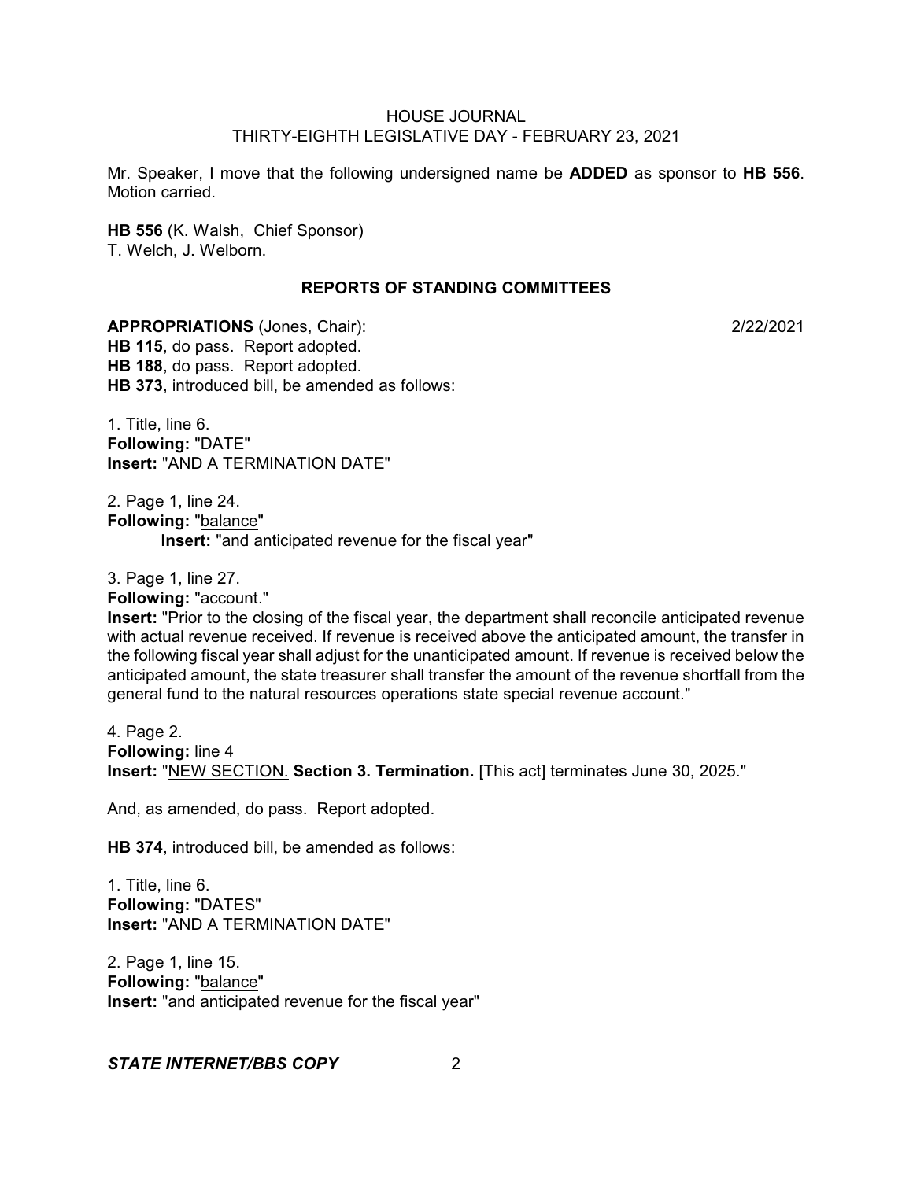Mr. Speaker, I move that the following undersigned name be **ADDED** as sponsor to **HB 556**. Motion carried.

**HB 556** (K. Walsh, Chief Sponsor)
T. Welch, J. Welborn.

## REPORTS OF STANDING COMMITTEES

**APPROPRIATIONS** (Jones, Chair): 2/22/2021
**HB 115**, do pass. Report adopted.
**HB 188**, do pass. Report adopted.
**HB 373**, introduced bill, be amended as follows:

1. Title, line 6.
**Following:** "DATE"
**Insert:** "AND A TERMINATION DATE"

2. Page 1, line 24.
**Following:** "balance"
**Insert:** "and anticipated revenue for the fiscal year"

3. Page 1, line 27.
**Following:** "account."
**Insert:** "Prior to the closing of the fiscal year, the department shall reconcile anticipated revenue with actual revenue received. If revenue is received above the anticipated amount, the transfer in the following fiscal year shall adjust for the unanticipated amount. If revenue is received below the anticipated amount, the state treasurer shall transfer the amount of the revenue shortfall from the general fund to the natural resources operations state special revenue account."

4. Page 2.
**Following:** line 4
**Insert:** "NEW SECTION. **Section 3. Termination.** [This act] terminates June 30, 2025."

And, as amended, do pass. Report adopted.

**HB 374**, introduced bill, be amended as follows:

1. Title, line 6.
**Following:** "DATES"
**Insert:** "AND A TERMINATION DATE"

2. Page 1, line 15.
**Following:** "balance"
**Insert:** "and anticipated revenue for the fiscal year"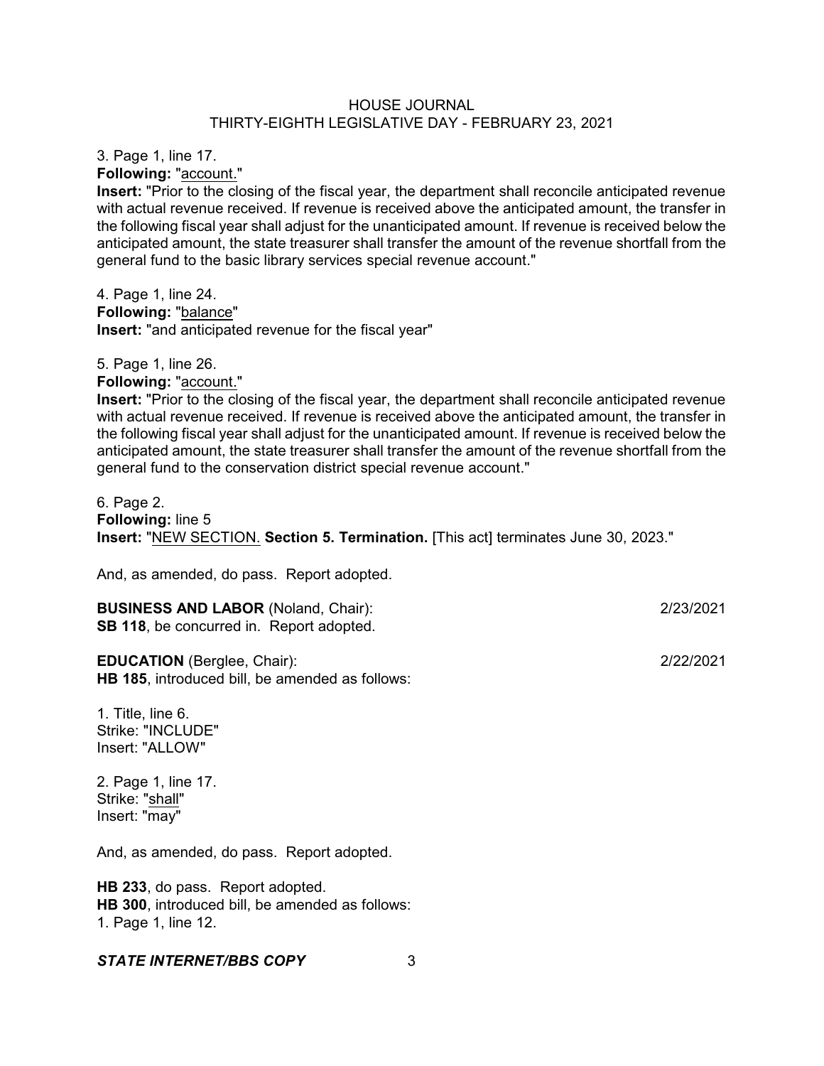3. Page 1, line 17.

**Following:** "account."

**Insert:** "Prior to the closing of the fiscal year, the department shall reconcile anticipated revenue with actual revenue received. If revenue is received above the anticipated amount, the transfer in the following fiscal year shall adjust for the unanticipated amount. If revenue is received below the anticipated amount, the state treasurer shall transfer the amount of the revenue shortfall from the general fund to the basic library services special revenue account."

4. Page 1, line 24.

**Following:** "balance"

**Insert:** "and anticipated revenue for the fiscal year"

5. Page 1, line 26.

**Following:** "account."

**Insert:** "Prior to the closing of the fiscal year, the department shall reconcile anticipated revenue with actual revenue received. If revenue is received above the anticipated amount, the transfer in the following fiscal year shall adjust for the unanticipated amount. If revenue is received below the anticipated amount, the state treasurer shall transfer the amount of the revenue shortfall from the general fund to the conservation district special revenue account."

6. Page 2.

**Following:** line 5

**Insert:** "NEW SECTION. **Section 5. Termination.** [This act] terminates June 30, 2023."

And, as amended, do pass. Report adopted.

**BUSINESS AND LABOR** (Noland, Chair): 2/23/2021

**SB 118**, be concurred in. Report adopted.

**EDUCATION** (Berglee, Chair): 2/22/2021

**HB 185**, introduced bill, be amended as follows:

1. Title, line 6.
Strike: "INCLUDE"
Insert: "ALLOW"

2. Page 1, line 17.
Strike: "shall"
Insert: "may"

And, as amended, do pass. Report adopted.

**HB 233**, do pass. Report adopted.

**HB 300**, introduced bill, be amended as follows:

1. Page 1, line 12.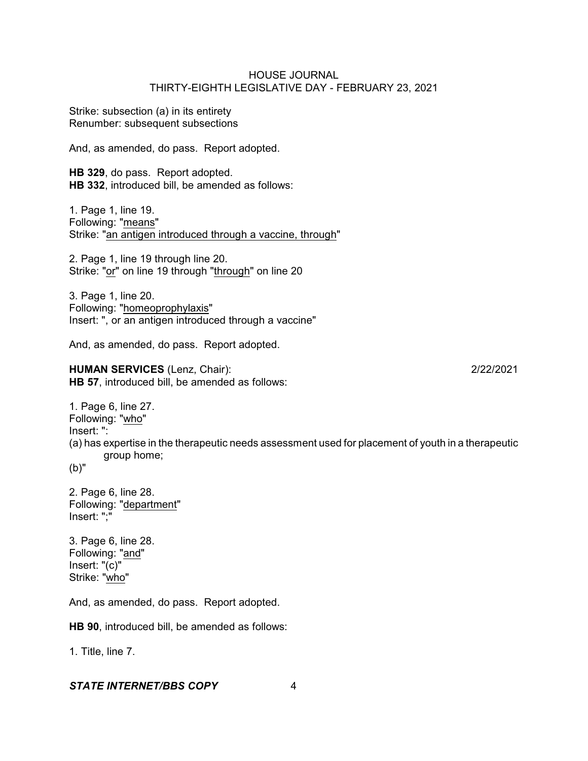Strike: subsection (a) in its entirety
Renumber: subsequent subsections

And, as amended, do pass. Report adopted.

**HB 329**, do pass. Report adopted.
**HB 332**, introduced bill, be amended as follows:

1. Page 1, line 19.
Following: "means"
Strike: "an antigen introduced through a vaccine, through"

2. Page 1, line 19 through line 20.
Strike: "or" on line 19 through "through" on line 20

3. Page 1, line 20.
Following: "homeoprophylaxis"
Insert: ", or an antigen introduced through a vaccine"

And, as amended, do pass. Report adopted.

**HUMAN SERVICES** (Lenz, Chair): 2/22/2021
**HB 57**, introduced bill, be amended as follows:

1. Page 6, line 27.
Following: "who"
Insert: ":
(a) has expertise in the therapeutic needs assessment used for placement of youth in a therapeutic group home;
(b)"

2. Page 6, line 28.
Following: "department"
Insert: ";"

3. Page 6, line 28.
Following: "and"
Insert: "(c)"
Strike: "who"

And, as amended, do pass. Report adopted.

**HB 90**, introduced bill, be amended as follows:

1. Title, line 7.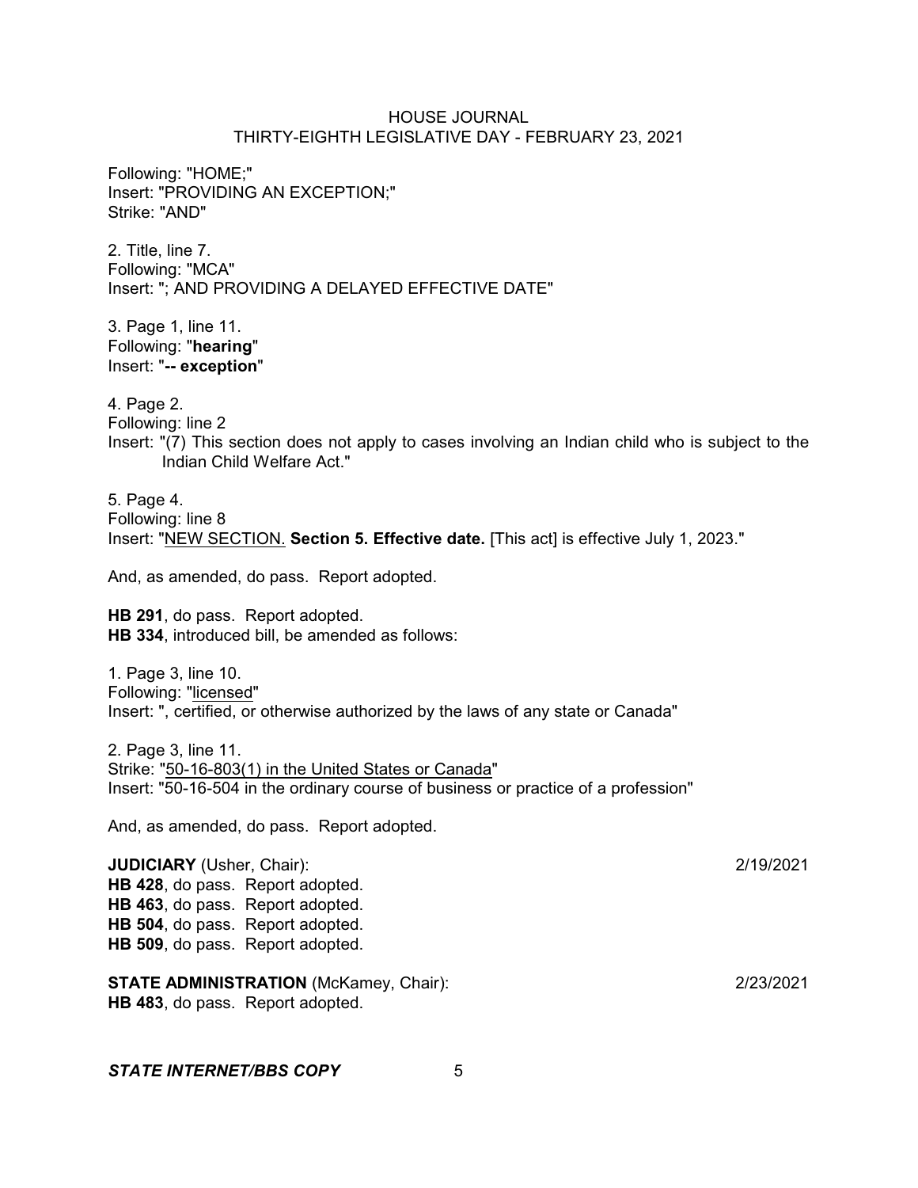Following: "HOME;"
Insert: "PROVIDING AN EXCEPTION;"
Strike: "AND"

2. Title, line 7.
Following: "MCA"
Insert: "; AND PROVIDING A DELAYED EFFECTIVE DATE"

3. Page 1, line 11.
Following: "**hearing**"
Insert: "**-- exception**"

4. Page 2.
Following: line 2
Insert: "(7) This section does not apply to cases involving an Indian child who is subject to the Indian Child Welfare Act."

5. Page 4.
Following: line 8
Insert: "<u>NEW SECTION.</u> **Section 5. Effective date.** [This act] is effective July 1, 2023."

And, as amended, do pass. Report adopted.

**HB 291**, do pass. Report adopted.
**HB 334**, introduced bill, be amended as follows:

1. Page 3, line 10.
Following: "<u>licensed</u>"
Insert: ", certified, or otherwise authorized by the laws of any state or Canada"

2. Page 3, line 11.
Strike: "<u>50-16-803(1) in the United States or Canada</u>"
Insert: "50-16-504 in the ordinary course of business or practice of a profession"

And, as amended, do pass. Report adopted.

**JUDICIARY** (Usher, Chair): 2/19/2021
**HB 428**, do pass. Report adopted.
**HB 463**, do pass. Report adopted.
**HB 504**, do pass. Report adopted.
**HB 509**, do pass. Report adopted.

**STATE ADMINISTRATION** (McKamey, Chair): 2/23/2021
**HB 483**, do pass. Report adopted.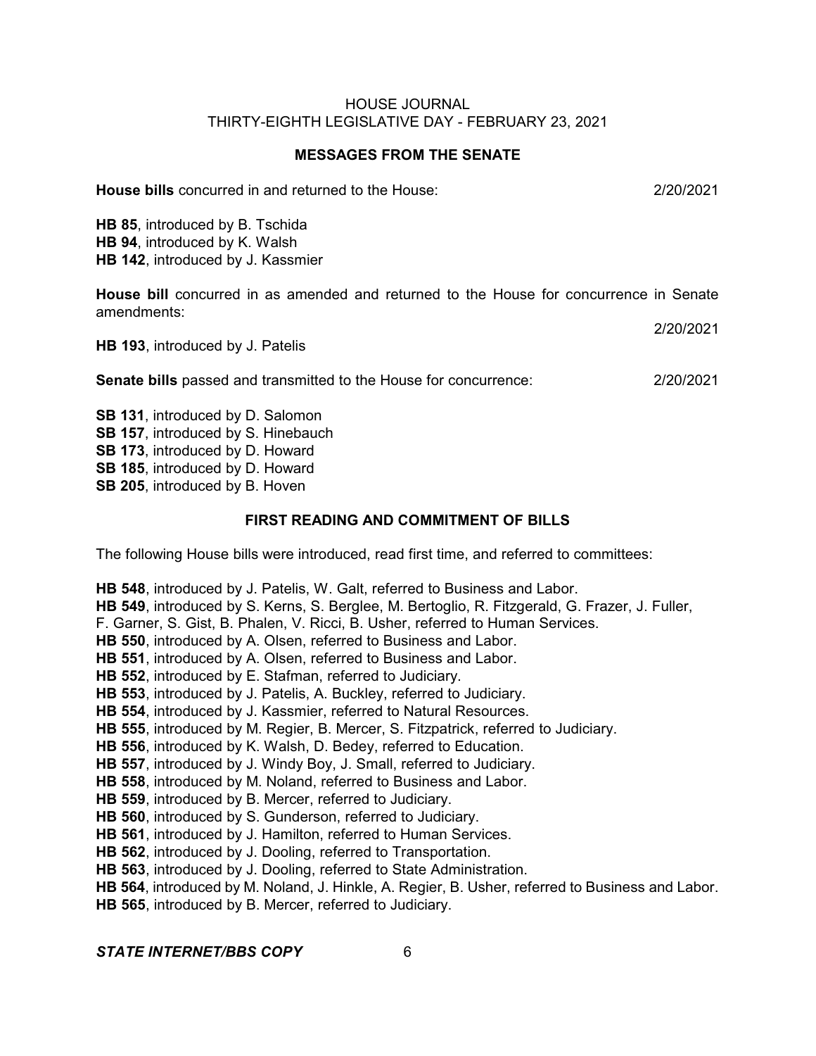## MESSAGES FROM THE SENATE

**House bills** concurred in and returned to the House: 2/20/2021

**HB 85**, introduced by B. Tschida
**HB 94**, introduced by K. Walsh
**HB 142**, introduced by J. Kassmier

**House bill** concurred in as amended and returned to the House for concurrence in Senate amendments: 2/20/2021

**HB 193**, introduced by J. Patelis

**Senate bills** passed and transmitted to the House for concurrence: 2/20/2021

**SB 131**, introduced by D. Salomon
**SB 157**, introduced by S. Hinebauch
**SB 173**, introduced by D. Howard
**SB 185**, introduced by D. Howard
**SB 205**, introduced by B. Hoven

## FIRST READING AND COMMITMENT OF BILLS

The following House bills were introduced, read first time, and referred to committees:

**HB 548**, introduced by J. Patelis, W. Galt, referred to Business and Labor.
**HB 549**, introduced by S. Kerns, S. Berglee, M. Bertoglio, R. Fitzgerald, G. Frazer, J. Fuller, F. Garner, S. Gist, B. Phalen, V. Ricci, B. Usher, referred to Human Services.
**HB 550**, introduced by A. Olsen, referred to Business and Labor.
**HB 551**, introduced by A. Olsen, referred to Business and Labor.
**HB 552**, introduced by E. Stafman, referred to Judiciary.
**HB 553**, introduced by J. Patelis, A. Buckley, referred to Judiciary.
**HB 554**, introduced by J. Kassmier, referred to Natural Resources.
**HB 555**, introduced by M. Regier, B. Mercer, S. Fitzpatrick, referred to Judiciary.
**HB 556**, introduced by K. Walsh, D. Bedey, referred to Education.
**HB 557**, introduced by J. Windy Boy, J. Small, referred to Judiciary.
**HB 558**, introduced by M. Noland, referred to Business and Labor.
**HB 559**, introduced by B. Mercer, referred to Judiciary.
**HB 560**, introduced by S. Gunderson, referred to Judiciary.
**HB 561**, introduced by J. Hamilton, referred to Human Services.
**HB 562**, introduced by J. Dooling, referred to Transportation.
**HB 563**, introduced by J. Dooling, referred to State Administration.
**HB 564**, introduced by M. Noland, J. Hinkle, A. Regier, B. Usher, referred to Business and Labor.
**HB 565**, introduced by B. Mercer, referred to Judiciary.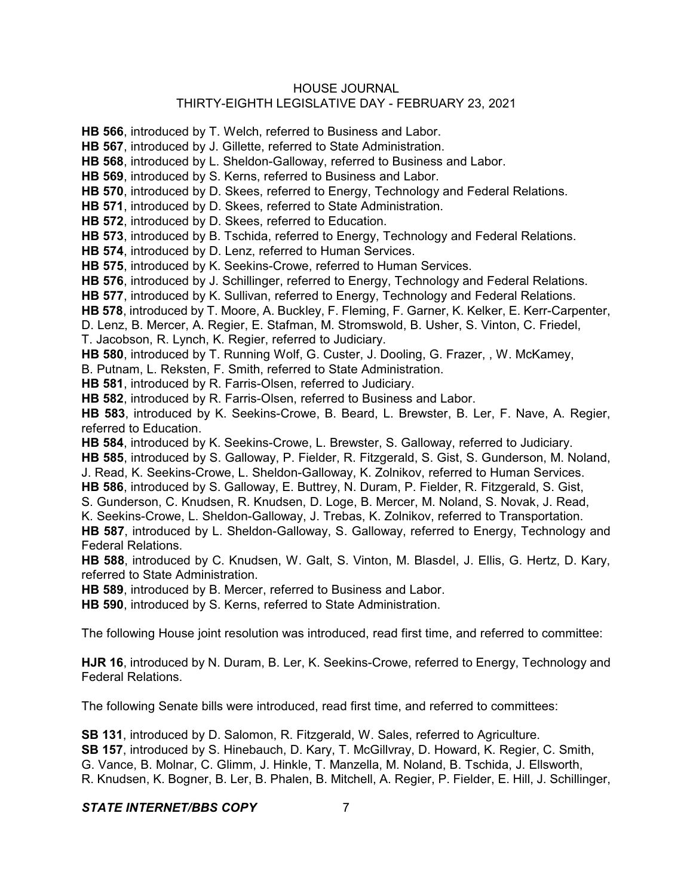**HB 566**, introduced by T. Welch, referred to Business and Labor.
**HB 567**, introduced by J. Gillette, referred to State Administration.
**HB 568**, introduced by L. Sheldon-Galloway, referred to Business and Labor.
**HB 569**, introduced by S. Kerns, referred to Business and Labor.
**HB 570**, introduced by D. Skees, referred to Energy, Technology and Federal Relations.
**HB 571**, introduced by D. Skees, referred to State Administration.
**HB 572**, introduced by D. Skees, referred to Education.
**HB 573**, introduced by B. Tschida, referred to Energy, Technology and Federal Relations.
**HB 574**, introduced by D. Lenz, referred to Human Services.
**HB 575**, introduced by K. Seekins-Crowe, referred to Human Services.
**HB 576**, introduced by J. Schillinger, referred to Energy, Technology and Federal Relations.
**HB 577**, introduced by K. Sullivan, referred to Energy, Technology and Federal Relations.
**HB 578**, introduced by T. Moore, A. Buckley, F. Fleming, F. Garner, K. Kelker, E. Kerr-Carpenter, D. Lenz, B. Mercer, A. Regier, E. Stafman, M. Stromswold, B. Usher, S. Vinton, C. Friedel, T. Jacobson, R. Lynch, K. Regier, referred to Judiciary.
**HB 580**, introduced by T. Running Wolf, G. Custer, J. Dooling, G. Frazer, , W. McKamey, B. Putnam, L. Reksten, F. Smith, referred to State Administration.
**HB 581**, introduced by R. Farris-Olsen, referred to Judiciary.
**HB 582**, introduced by R. Farris-Olsen, referred to Business and Labor.
**HB 583**, introduced by K. Seekins-Crowe, B. Beard, L. Brewster, B. Ler, F. Nave, A. Regier, referred to Education.
**HB 584**, introduced by K. Seekins-Crowe, L. Brewster, S. Galloway, referred to Judiciary.
**HB 585**, introduced by S. Galloway, P. Fielder, R. Fitzgerald, S. Gist, S. Gunderson, M. Noland, J. Read, K. Seekins-Crowe, L. Sheldon-Galloway, K. Zolnikov, referred to Human Services.
**HB 586**, introduced by S. Galloway, E. Buttrey, N. Duram, P. Fielder, R. Fitzgerald, S. Gist, S. Gunderson, C. Knudsen, R. Knudsen, D. Loge, B. Mercer, M. Noland, S. Novak, J. Read, K. Seekins-Crowe, L. Sheldon-Galloway, J. Trebas, K. Zolnikov, referred to Transportation.
**HB 587**, introduced by L. Sheldon-Galloway, S. Galloway, referred to Energy, Technology and Federal Relations.
**HB 588**, introduced by C. Knudsen, W. Galt, S. Vinton, M. Blasdel, J. Ellis, G. Hertz, D. Kary, referred to State Administration.
**HB 589**, introduced by B. Mercer, referred to Business and Labor.
**HB 590**, introduced by S. Kerns, referred to State Administration.

The following House joint resolution was introduced, read first time, and referred to committee:

**HJR 16**, introduced by N. Duram, B. Ler, K. Seekins-Crowe, referred to Energy, Technology and Federal Relations.

The following Senate bills were introduced, read first time, and referred to committees:

**SB 131**, introduced by D. Salomon, R. Fitzgerald, W. Sales, referred to Agriculture.
**SB 157**, introduced by S. Hinebauch, D. Kary, T. McGillvray, D. Howard, K. Regier, C. Smith, G. Vance, B. Molnar, C. Glimm, J. Hinkle, T. Manzella, M. Noland, B. Tschida, J. Ellsworth, R. Knudsen, K. Bogner, B. Ler, B. Phalen, B. Mitchell, A. Regier, P. Fielder, E. Hill, J. Schillinger,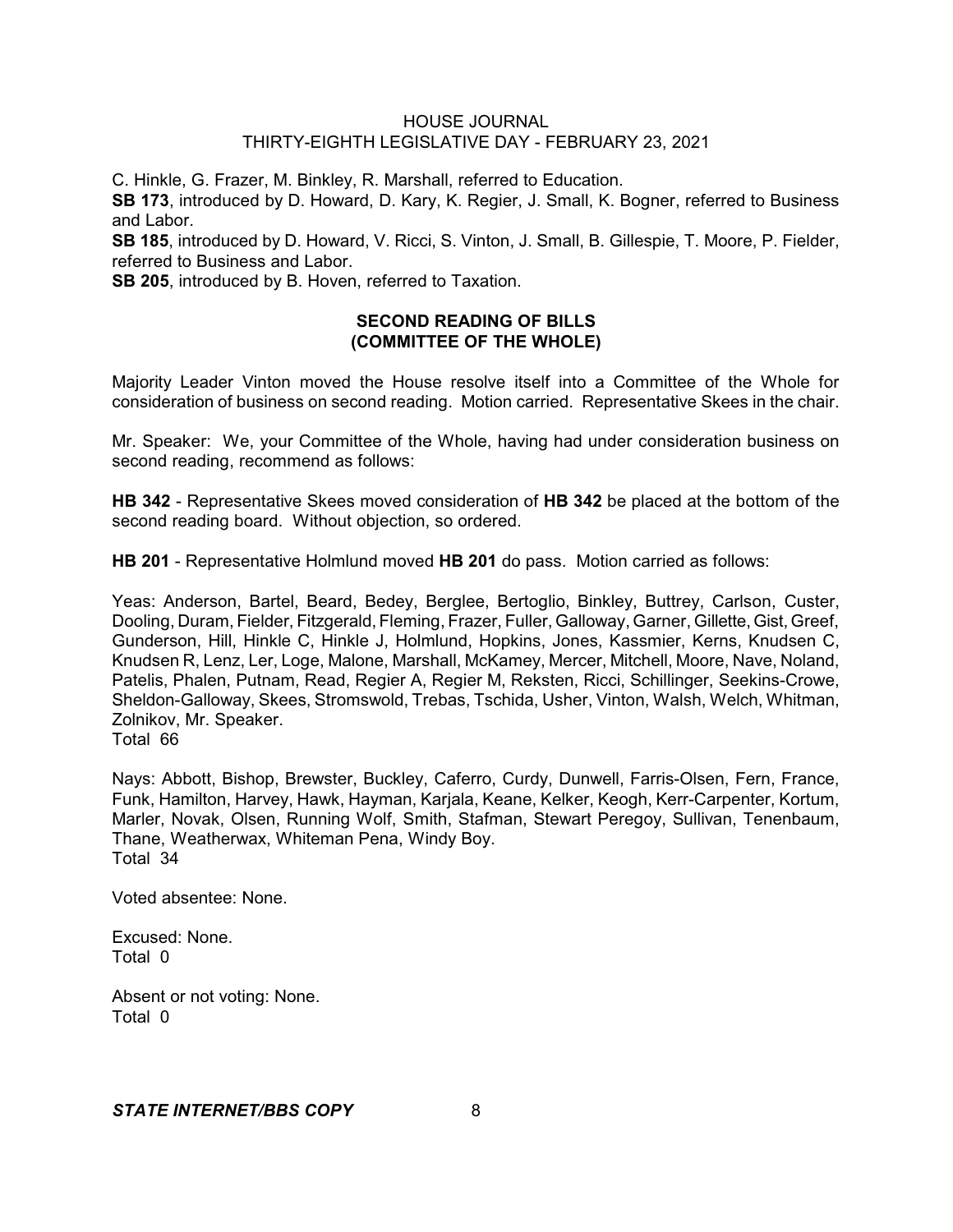C. Hinkle, G. Frazer, M. Binkley, R. Marshall, referred to Education.

**SB 173**, introduced by D. Howard, D. Kary, K. Regier, J. Small, K. Bogner, referred to Business and Labor.

**SB 185**, introduced by D. Howard, V. Ricci, S. Vinton, J. Small, B. Gillespie, T. Moore, P. Fielder, referred to Business and Labor.

**SB 205**, introduced by B. Hoven, referred to Taxation.

## SECOND READING OF BILLS (COMMITTEE OF THE WHOLE)

Majority Leader Vinton moved the House resolve itself into a Committee of the Whole for consideration of business on second reading. Motion carried. Representative Skees in the chair.

Mr. Speaker: We, your Committee of the Whole, having had under consideration business on second reading, recommend as follows:

**HB 342** - Representative Skees moved consideration of **HB 342** be placed at the bottom of the second reading board. Without objection, so ordered.

**HB 201** - Representative Holmlund moved **HB 201** do pass. Motion carried as follows:

Yeas: Anderson, Bartel, Beard, Bedey, Berglee, Bertoglio, Binkley, Buttrey, Carlson, Custer, Dooling, Duram, Fielder, Fitzgerald, Fleming, Frazer, Fuller, Galloway, Garner, Gillette, Gist, Greef, Gunderson, Hill, Hinkle C, Hinkle J, Holmlund, Hopkins, Jones, Kassmier, Kerns, Knudsen C, Knudsen R, Lenz, Ler, Loge, Malone, Marshall, McKamey, Mercer, Mitchell, Moore, Nave, Noland, Patelis, Phalen, Putnam, Read, Regier A, Regier M, Reksten, Ricci, Schillinger, Seekins-Crowe, Sheldon-Galloway, Skees, Stromswold, Trebas, Tschida, Usher, Vinton, Walsh, Welch, Whitman, Zolnikov, Mr. Speaker.
Total 66

Nays: Abbott, Bishop, Brewster, Buckley, Caferro, Curdy, Dunwell, Farris-Olsen, Fern, France, Funk, Hamilton, Harvey, Hawk, Hayman, Karjala, Keane, Kelker, Keogh, Kerr-Carpenter, Kortum, Marler, Novak, Olsen, Running Wolf, Smith, Stafman, Stewart Peregoy, Sullivan, Tenenbaum, Thane, Weatherwax, Whiteman Pena, Windy Boy.
Total 34

Voted absentee: None.

Excused: None.
Total 0

Absent or not voting: None.
Total 0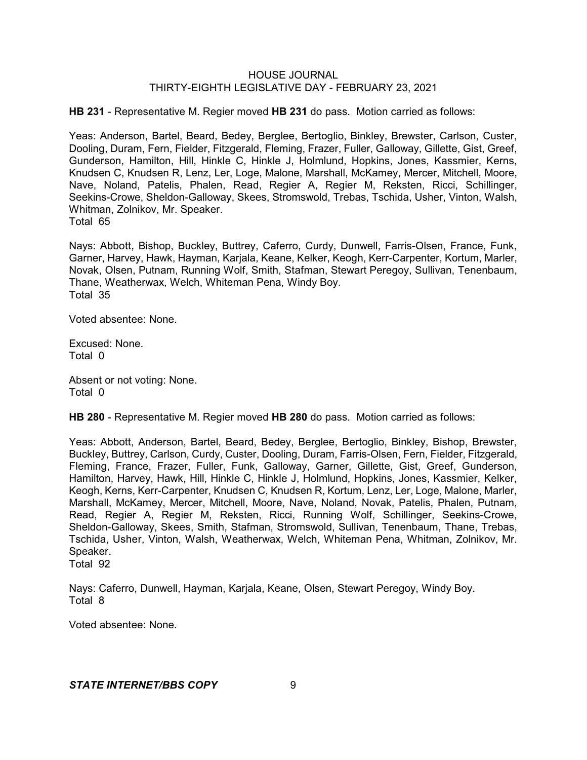**HB 231** - Representative M. Regier moved **HB 231** do pass. Motion carried as follows:

Yeas: Anderson, Bartel, Beard, Bedey, Berglee, Bertoglio, Binkley, Brewster, Carlson, Custer, Dooling, Duram, Fern, Fielder, Fitzgerald, Fleming, Frazer, Fuller, Galloway, Gillette, Gist, Greef, Gunderson, Hamilton, Hill, Hinkle C, Hinkle J, Holmlund, Hopkins, Jones, Kassmier, Kerns, Knudsen C, Knudsen R, Lenz, Ler, Loge, Malone, Marshall, McKamey, Mercer, Mitchell, Moore, Nave, Noland, Patelis, Phalen, Read, Regier A, Regier M, Reksten, Ricci, Schillinger, Seekins-Crowe, Sheldon-Galloway, Skees, Stromswold, Trebas, Tschida, Usher, Vinton, Walsh, Whitman, Zolnikov, Mr. Speaker.
Total 65

Nays: Abbott, Bishop, Buckley, Buttrey, Caferro, Curdy, Dunwell, Farris-Olsen, France, Funk, Garner, Harvey, Hawk, Hayman, Karjala, Keane, Kelker, Keogh, Kerr-Carpenter, Kortum, Marler, Novak, Olsen, Putnam, Running Wolf, Smith, Stafman, Stewart Peregoy, Sullivan, Tenenbaum, Thane, Weatherwax, Welch, Whiteman Pena, Windy Boy.
Total 35

Voted absentee: None.

Excused: None.
Total 0

Absent or not voting: None.
Total 0

**HB 280** - Representative M. Regier moved **HB 280** do pass. Motion carried as follows:

Yeas: Abbott, Anderson, Bartel, Beard, Bedey, Berglee, Bertoglio, Binkley, Bishop, Brewster, Buckley, Buttrey, Carlson, Curdy, Custer, Dooling, Duram, Farris-Olsen, Fern, Fielder, Fitzgerald, Fleming, France, Frazer, Fuller, Funk, Galloway, Garner, Gillette, Gist, Greef, Gunderson, Hamilton, Harvey, Hawk, Hill, Hinkle C, Hinkle J, Holmlund, Hopkins, Jones, Kassmier, Kelker, Keogh, Kerns, Kerr-Carpenter, Knudsen C, Knudsen R, Kortum, Lenz, Ler, Loge, Malone, Marler, Marshall, McKamey, Mercer, Mitchell, Moore, Nave, Noland, Novak, Patelis, Phalen, Putnam, Read, Regier A, Regier M, Reksten, Ricci, Running Wolf, Schillinger, Seekins-Crowe, Sheldon-Galloway, Skees, Smith, Stafman, Stromswold, Sullivan, Tenenbaum, Thane, Trebas, Tschida, Usher, Vinton, Walsh, Weatherwax, Welch, Whiteman Pena, Whitman, Zolnikov, Mr. Speaker.
Total 92

Nays: Caferro, Dunwell, Hayman, Karjala, Keane, Olsen, Stewart Peregoy, Windy Boy.
Total 8

Voted absentee: None.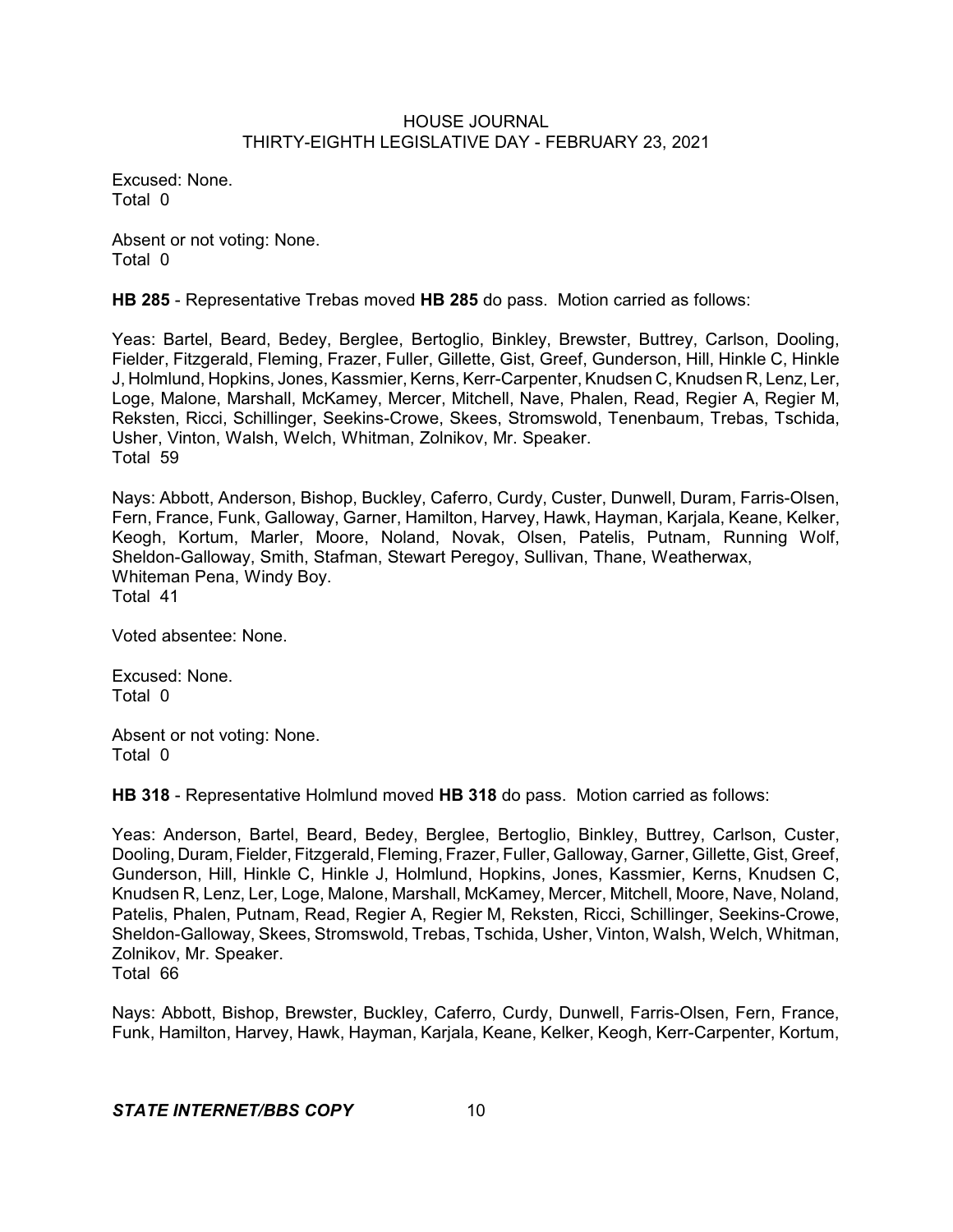Excused: None.
Total 0

Absent or not voting: None.
Total 0

**HB 285** - Representative Trebas moved **HB 285** do pass. Motion carried as follows:

Yeas: Bartel, Beard, Bedey, Berglee, Bertoglio, Binkley, Brewster, Buttrey, Carlson, Dooling, Fielder, Fitzgerald, Fleming, Frazer, Fuller, Gillette, Gist, Greef, Gunderson, Hill, Hinkle C, Hinkle J, Holmlund, Hopkins, Jones, Kassmier, Kerns, Kerr-Carpenter, Knudsen C, Knudsen R, Lenz, Ler, Loge, Malone, Marshall, McKamey, Mercer, Mitchell, Nave, Phalen, Read, Regier A, Regier M, Reksten, Ricci, Schillinger, Seekins-Crowe, Skees, Stromswold, Tenenbaum, Trebas, Tschida, Usher, Vinton, Walsh, Welch, Whitman, Zolnikov, Mr. Speaker.
Total 59

Nays: Abbott, Anderson, Bishop, Buckley, Caferro, Curdy, Custer, Dunwell, Duram, Farris-Olsen, Fern, France, Funk, Galloway, Garner, Hamilton, Harvey, Hawk, Hayman, Karjala, Keane, Kelker, Keogh, Kortum, Marler, Moore, Noland, Novak, Olsen, Patelis, Putnam, Running Wolf, Sheldon-Galloway, Smith, Stafman, Stewart Peregoy, Sullivan, Thane, Weatherwax, Whiteman Pena, Windy Boy.
Total 41

Voted absentee: None.

Excused: None.
Total 0

Absent or not voting: None.
Total 0

**HB 318** - Representative Holmlund moved **HB 318** do pass. Motion carried as follows:

Yeas: Anderson, Bartel, Beard, Bedey, Berglee, Bertoglio, Binkley, Buttrey, Carlson, Custer, Dooling, Duram, Fielder, Fitzgerald, Fleming, Frazer, Fuller, Galloway, Garner, Gillette, Gist, Greef, Gunderson, Hill, Hinkle C, Hinkle J, Holmlund, Hopkins, Jones, Kassmier, Kerns, Knudsen C, Knudsen R, Lenz, Ler, Loge, Malone, Marshall, McKamey, Mercer, Mitchell, Moore, Nave, Noland, Patelis, Phalen, Putnam, Read, Regier A, Regier M, Reksten, Ricci, Schillinger, Seekins-Crowe, Sheldon-Galloway, Skees, Stromswold, Trebas, Tschida, Usher, Vinton, Walsh, Welch, Whitman, Zolnikov, Mr. Speaker.
Total 66

Nays: Abbott, Bishop, Brewster, Buckley, Caferro, Curdy, Dunwell, Farris-Olsen, Fern, France, Funk, Hamilton, Harvey, Hawk, Hayman, Karjala, Keane, Kelker, Keogh, Kerr-Carpenter, Kortum,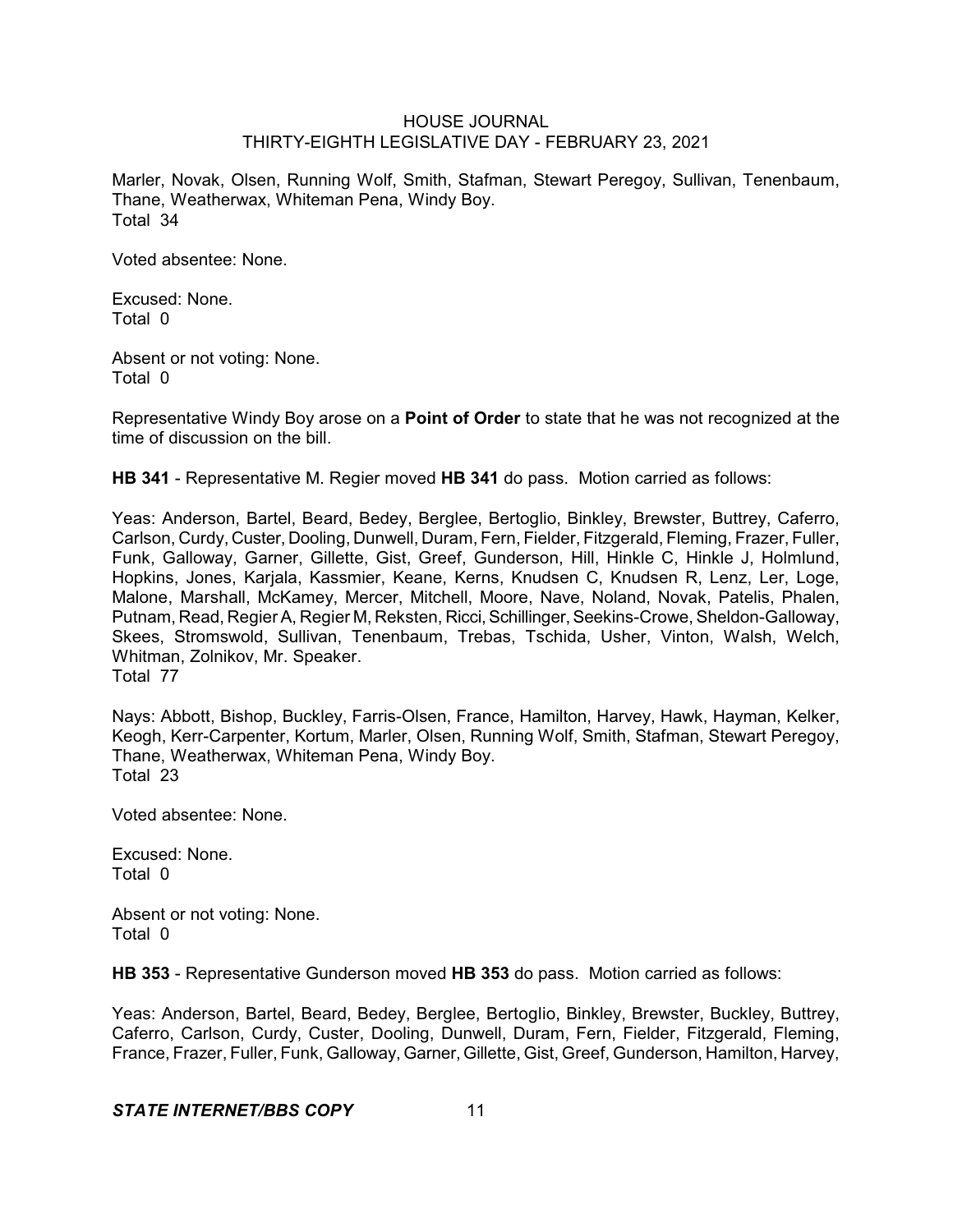Marler, Novak, Olsen, Running Wolf, Smith, Stafman, Stewart Peregoy, Sullivan, Tenenbaum, Thane, Weatherwax, Whiteman Pena, Windy Boy.
Total 34

Voted absentee: None.

Excused: None.
Total 0

Absent or not voting: None.
Total 0

Representative Windy Boy arose on a **Point of Order** to state that he was not recognized at the time of discussion on the bill.

**HB 341** - Representative M. Regier moved **HB 341** do pass. Motion carried as follows:

Yeas: Anderson, Bartel, Beard, Bedey, Berglee, Bertoglio, Binkley, Brewster, Buttrey, Caferro, Carlson, Curdy, Custer, Dooling, Dunwell, Duram, Fern, Fielder, Fitzgerald, Fleming, Frazer, Fuller, Funk, Galloway, Garner, Gillette, Gist, Greef, Gunderson, Hill, Hinkle C, Hinkle J, Holmlund, Hopkins, Jones, Karjala, Kassmier, Keane, Kerns, Knudsen C, Knudsen R, Lenz, Ler, Loge, Malone, Marshall, McKamey, Mercer, Mitchell, Moore, Nave, Noland, Novak, Patelis, Phalen, Putnam, Read, Regier A, Regier M, Reksten, Ricci, Schillinger, Seekins-Crowe, Sheldon-Galloway, Skees, Stromswold, Sullivan, Tenenbaum, Trebas, Tschida, Usher, Vinton, Walsh, Welch, Whitman, Zolnikov, Mr. Speaker.
Total 77

Nays: Abbott, Bishop, Buckley, Farris-Olsen, France, Hamilton, Harvey, Hawk, Hayman, Kelker, Keogh, Kerr-Carpenter, Kortum, Marler, Olsen, Running Wolf, Smith, Stafman, Stewart Peregoy, Thane, Weatherwax, Whiteman Pena, Windy Boy.
Total 23

Voted absentee: None.

Excused: None.
Total 0

Absent or not voting: None.
Total 0

**HB 353** - Representative Gunderson moved **HB 353** do pass. Motion carried as follows:

Yeas: Anderson, Bartel, Beard, Bedey, Berglee, Bertoglio, Binkley, Brewster, Buckley, Buttrey, Caferro, Carlson, Curdy, Custer, Dooling, Dunwell, Duram, Fern, Fielder, Fitzgerald, Fleming, France, Frazer, Fuller, Funk, Galloway, Garner, Gillette, Gist, Greef, Gunderson, Hamilton, Harvey,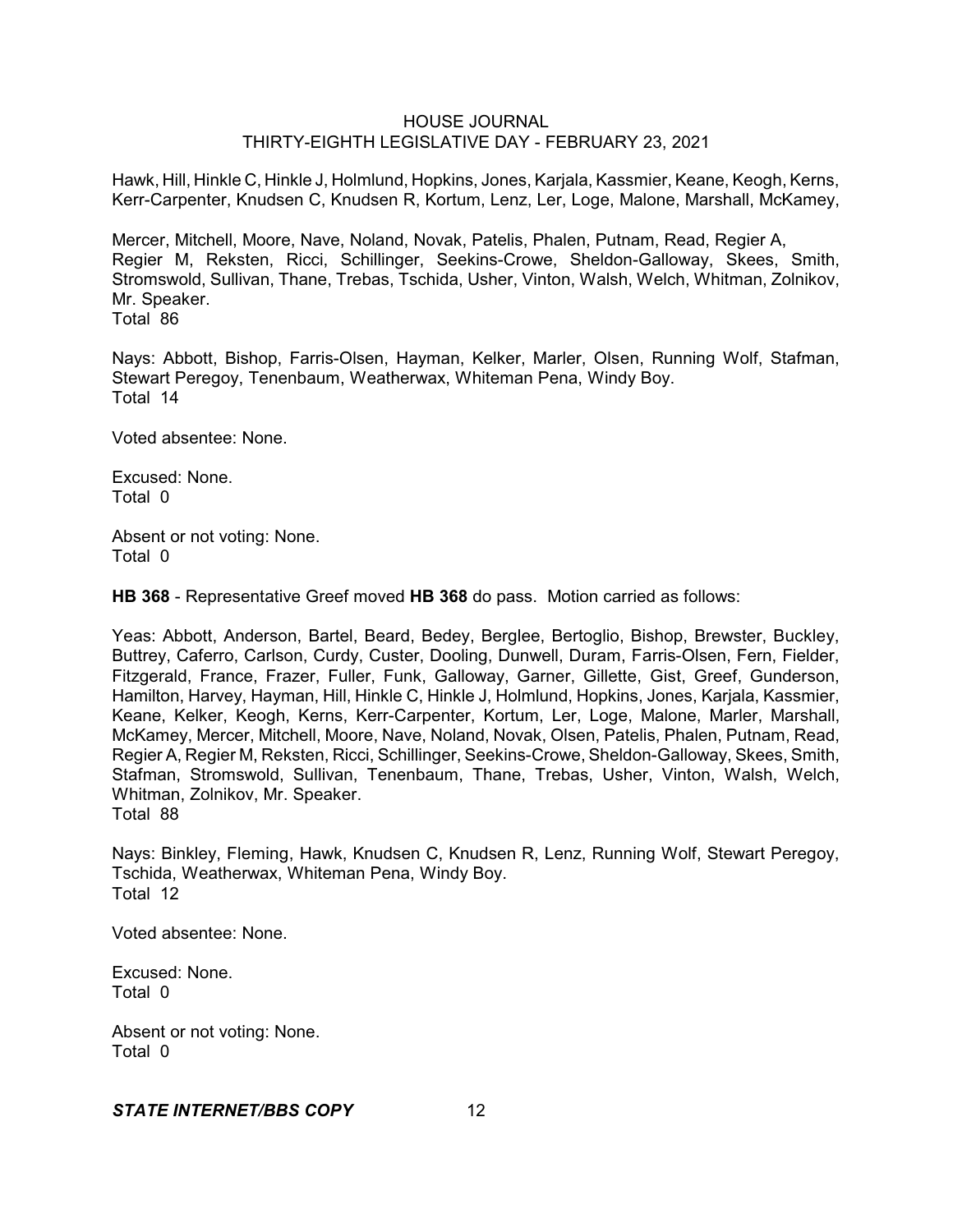Hawk, Hill, Hinkle C, Hinkle J, Holmlund, Hopkins, Jones, Karjala, Kassmier, Keane, Keogh, Kerns, Kerr-Carpenter, Knudsen C, Knudsen R, Kortum, Lenz, Ler, Loge, Malone, Marshall, McKamey,

Mercer, Mitchell, Moore, Nave, Noland, Novak, Patelis, Phalen, Putnam, Read, Regier A, Regier M, Reksten, Ricci, Schillinger, Seekins-Crowe, Sheldon-Galloway, Skees, Smith, Stromswold, Sullivan, Thane, Trebas, Tschida, Usher, Vinton, Walsh, Welch, Whitman, Zolnikov, Mr. Speaker.
Total 86

Nays: Abbott, Bishop, Farris-Olsen, Hayman, Kelker, Marler, Olsen, Running Wolf, Stafman, Stewart Peregoy, Tenenbaum, Weatherwax, Whiteman Pena, Windy Boy.
Total 14

Voted absentee: None.

Excused: None.
Total 0

Absent or not voting: None.
Total 0

**HB 368** - Representative Greef moved **HB 368** do pass. Motion carried as follows:

Yeas: Abbott, Anderson, Bartel, Beard, Bedey, Berglee, Bertoglio, Bishop, Brewster, Buckley, Buttrey, Caferro, Carlson, Curdy, Custer, Dooling, Dunwell, Duram, Farris-Olsen, Fern, Fielder, Fitzgerald, France, Frazer, Fuller, Funk, Galloway, Garner, Gillette, Gist, Greef, Gunderson, Hamilton, Harvey, Hayman, Hill, Hinkle C, Hinkle J, Holmlund, Hopkins, Jones, Karjala, Kassmier, Keane, Kelker, Keogh, Kerns, Kerr-Carpenter, Kortum, Ler, Loge, Malone, Marler, Marshall, McKamey, Mercer, Mitchell, Moore, Nave, Noland, Novak, Olsen, Patelis, Phalen, Putnam, Read, Regier A, Regier M, Reksten, Ricci, Schillinger, Seekins-Crowe, Sheldon-Galloway, Skees, Smith, Stafman, Stromswold, Sullivan, Tenenbaum, Thane, Trebas, Usher, Vinton, Walsh, Welch, Whitman, Zolnikov, Mr. Speaker.
Total 88

Nays: Binkley, Fleming, Hawk, Knudsen C, Knudsen R, Lenz, Running Wolf, Stewart Peregoy, Tschida, Weatherwax, Whiteman Pena, Windy Boy.
Total 12

Voted absentee: None.

Excused: None.
Total 0

Absent or not voting: None.
Total 0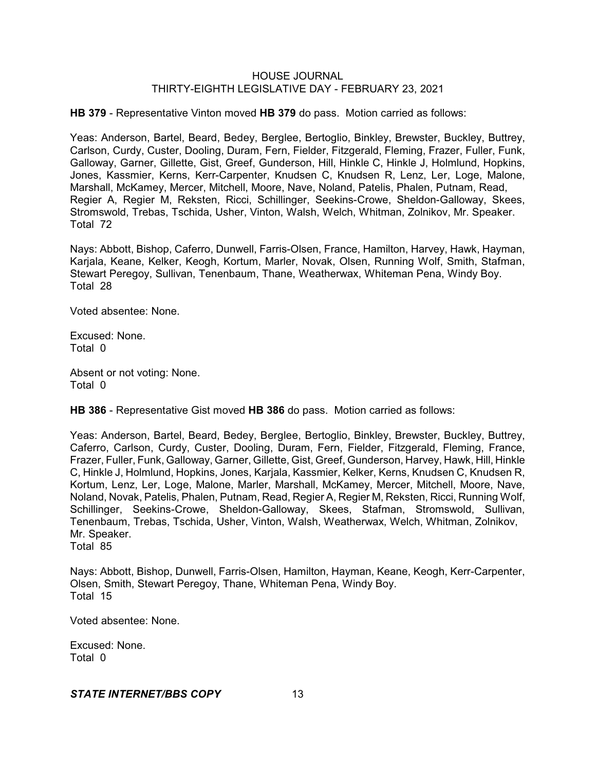**HB 379** - Representative Vinton moved **HB 379** do pass. Motion carried as follows:

Yeas: Anderson, Bartel, Beard, Bedey, Berglee, Bertoglio, Binkley, Brewster, Buckley, Buttrey, Carlson, Curdy, Custer, Dooling, Duram, Fern, Fielder, Fitzgerald, Fleming, Frazer, Fuller, Funk, Galloway, Garner, Gillette, Gist, Greef, Gunderson, Hill, Hinkle C, Hinkle J, Holmlund, Hopkins, Jones, Kassmier, Kerns, Kerr-Carpenter, Knudsen C, Knudsen R, Lenz, Ler, Loge, Malone, Marshall, McKamey, Mercer, Mitchell, Moore, Nave, Noland, Patelis, Phalen, Putnam, Read, Regier A, Regier M, Reksten, Ricci, Schillinger, Seekins-Crowe, Sheldon-Galloway, Skees, Stromswold, Trebas, Tschida, Usher, Vinton, Walsh, Welch, Whitman, Zolnikov, Mr. Speaker.
Total 72

Nays: Abbott, Bishop, Caferro, Dunwell, Farris-Olsen, France, Hamilton, Harvey, Hawk, Hayman, Karjala, Keane, Kelker, Keogh, Kortum, Marler, Novak, Olsen, Running Wolf, Smith, Stafman, Stewart Peregoy, Sullivan, Tenenbaum, Thane, Weatherwax, Whiteman Pena, Windy Boy.
Total 28

Voted absentee: None.

Excused: None.
Total 0

Absent or not voting: None.
Total 0

**HB 386** - Representative Gist moved **HB 386** do pass. Motion carried as follows:

Yeas: Anderson, Bartel, Beard, Bedey, Berglee, Bertoglio, Binkley, Brewster, Buckley, Buttrey, Caferro, Carlson, Curdy, Custer, Dooling, Duram, Fern, Fielder, Fitzgerald, Fleming, France, Frazer, Fuller, Funk, Galloway, Garner, Gillette, Gist, Greef, Gunderson, Harvey, Hawk, Hill, Hinkle C, Hinkle J, Holmlund, Hopkins, Jones, Karjala, Kassmier, Kelker, Kerns, Knudsen C, Knudsen R, Kortum, Lenz, Ler, Loge, Malone, Marler, Marshall, McKamey, Mercer, Mitchell, Moore, Nave, Noland, Novak, Patelis, Phalen, Putnam, Read, Regier A, Regier M, Reksten, Ricci, Running Wolf, Schillinger, Seekins-Crowe, Sheldon-Galloway, Skees, Stafman, Stromswold, Sullivan, Tenenbaum, Trebas, Tschida, Usher, Vinton, Walsh, Weatherwax, Welch, Whitman, Zolnikov, Mr. Speaker.
Total 85

Nays: Abbott, Bishop, Dunwell, Farris-Olsen, Hamilton, Hayman, Keane, Keogh, Kerr-Carpenter, Olsen, Smith, Stewart Peregoy, Thane, Whiteman Pena, Windy Boy.
Total 15

Voted absentee: None.

Excused: None.
Total 0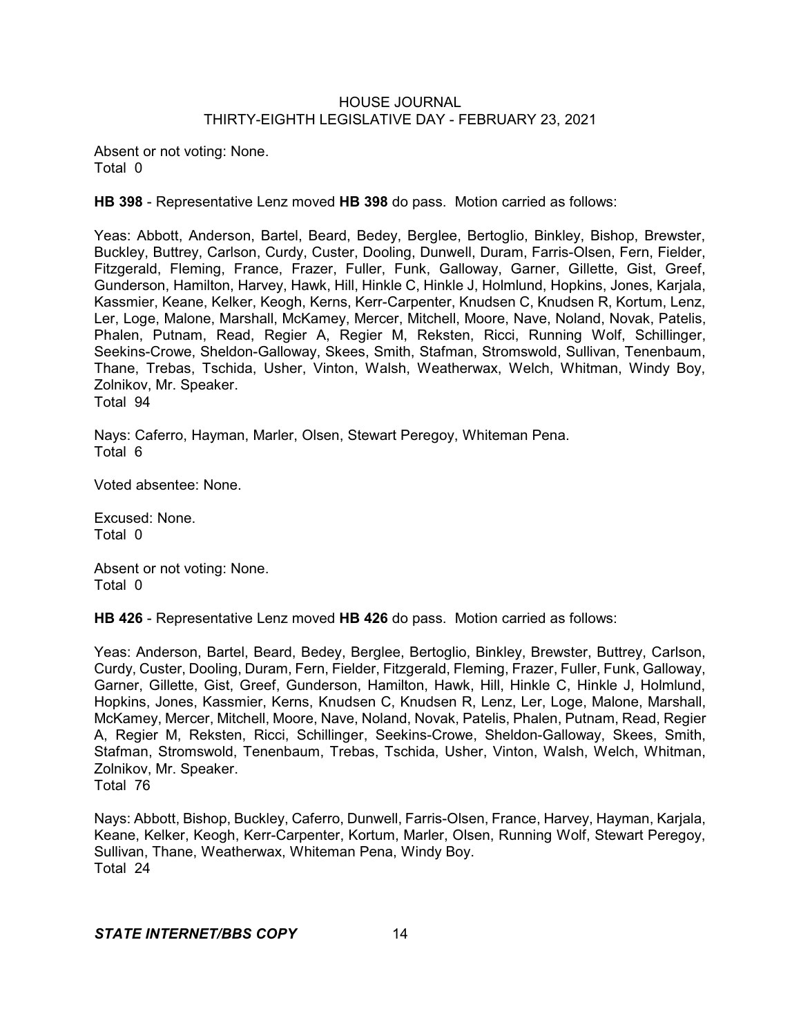Absent or not voting: None.
Total 0

**HB 398** - Representative Lenz moved **HB 398** do pass. Motion carried as follows:

Yeas: Abbott, Anderson, Bartel, Beard, Bedey, Berglee, Bertoglio, Binkley, Bishop, Brewster, Buckley, Buttrey, Carlson, Curdy, Custer, Dooling, Dunwell, Duram, Farris-Olsen, Fern, Fielder, Fitzgerald, Fleming, France, Frazer, Fuller, Funk, Galloway, Garner, Gillette, Gist, Greef, Gunderson, Hamilton, Harvey, Hawk, Hill, Hinkle C, Hinkle J, Holmlund, Hopkins, Jones, Karjala, Kassmier, Keane, Kelker, Keogh, Kerns, Kerr-Carpenter, Knudsen C, Knudsen R, Kortum, Lenz, Ler, Loge, Malone, Marshall, McKamey, Mercer, Mitchell, Moore, Nave, Noland, Novak, Patelis, Phalen, Putnam, Read, Regier A, Regier M, Reksten, Ricci, Running Wolf, Schillinger, Seekins-Crowe, Sheldon-Galloway, Skees, Smith, Stafman, Stromswold, Sullivan, Tenenbaum, Thane, Trebas, Tschida, Usher, Vinton, Walsh, Weatherwax, Welch, Whitman, Windy Boy, Zolnikov, Mr. Speaker.
Total 94

Nays: Caferro, Hayman, Marler, Olsen, Stewart Peregoy, Whiteman Pena.
Total 6

Voted absentee: None.

Excused: None.
Total 0

Absent or not voting: None.
Total 0

**HB 426** - Representative Lenz moved **HB 426** do pass. Motion carried as follows:

Yeas: Anderson, Bartel, Beard, Bedey, Berglee, Bertoglio, Binkley, Brewster, Buttrey, Carlson, Curdy, Custer, Dooling, Duram, Fern, Fielder, Fitzgerald, Fleming, Frazer, Fuller, Funk, Galloway, Garner, Gillette, Gist, Greef, Gunderson, Hamilton, Hawk, Hill, Hinkle C, Hinkle J, Holmlund, Hopkins, Jones, Kassmier, Kerns, Knudsen C, Knudsen R, Lenz, Ler, Loge, Malone, Marshall, McKamey, Mercer, Mitchell, Moore, Nave, Noland, Novak, Patelis, Phalen, Putnam, Read, Regier A, Regier M, Reksten, Ricci, Schillinger, Seekins-Crowe, Sheldon-Galloway, Skees, Smith, Stafman, Stromswold, Tenenbaum, Trebas, Tschida, Usher, Vinton, Walsh, Welch, Whitman, Zolnikov, Mr. Speaker.
Total 76

Nays: Abbott, Bishop, Buckley, Caferro, Dunwell, Farris-Olsen, France, Harvey, Hayman, Karjala, Keane, Kelker, Keogh, Kerr-Carpenter, Kortum, Marler, Olsen, Running Wolf, Stewart Peregoy, Sullivan, Thane, Weatherwax, Whiteman Pena, Windy Boy.
Total 24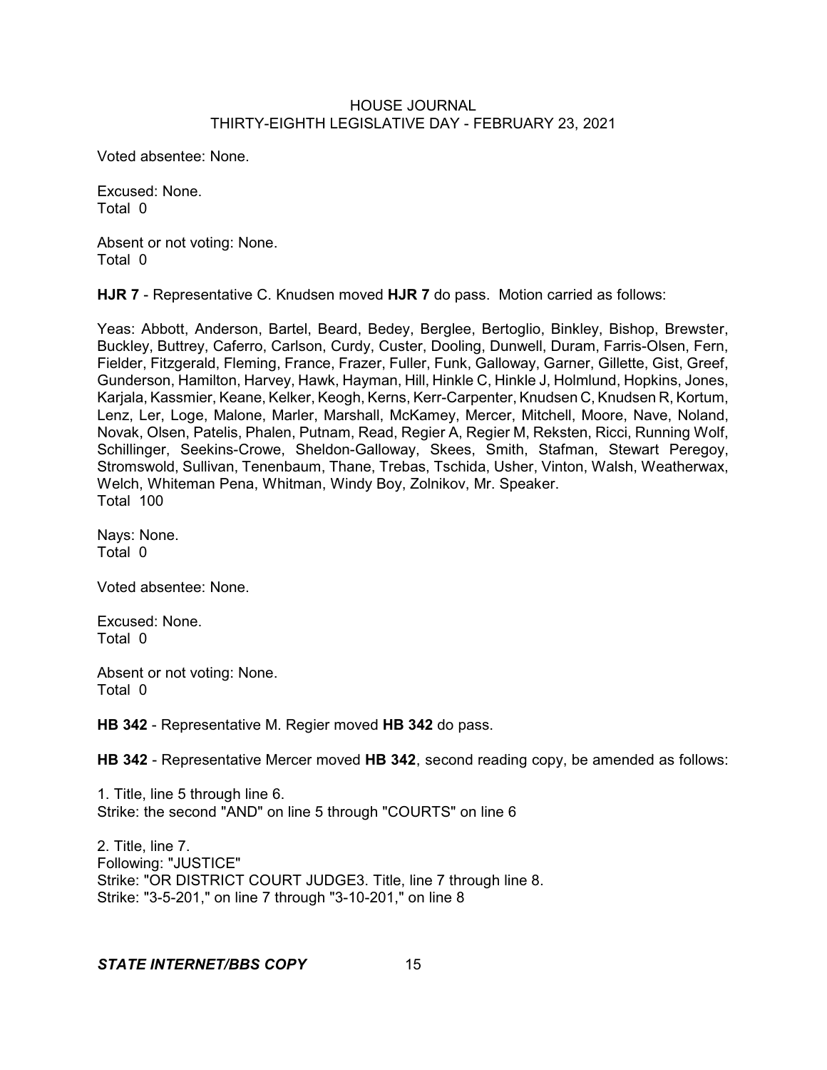Voted absentee: None.

Excused: None.
Total 0

Absent or not voting: None.
Total 0

**HJR 7** - Representative C. Knudsen moved **HJR 7** do pass. Motion carried as follows:

Yeas: Abbott, Anderson, Bartel, Beard, Bedey, Berglee, Bertoglio, Binkley, Bishop, Brewster, Buckley, Buttrey, Caferro, Carlson, Curdy, Custer, Dooling, Dunwell, Duram, Farris-Olsen, Fern, Fielder, Fitzgerald, Fleming, France, Frazer, Fuller, Funk, Galloway, Garner, Gillette, Gist, Greef, Gunderson, Hamilton, Harvey, Hawk, Hayman, Hill, Hinkle C, Hinkle J, Holmlund, Hopkins, Jones, Karjala, Kassmier, Keane, Kelker, Keogh, Kerns, Kerr-Carpenter, Knudsen C, Knudsen R, Kortum, Lenz, Ler, Loge, Malone, Marler, Marshall, McKamey, Mercer, Mitchell, Moore, Nave, Noland, Novak, Olsen, Patelis, Phalen, Putnam, Read, Regier A, Regier M, Reksten, Ricci, Running Wolf, Schillinger, Seekins-Crowe, Sheldon-Galloway, Skees, Smith, Stafman, Stewart Peregoy, Stromswold, Sullivan, Tenenbaum, Thane, Trebas, Tschida, Usher, Vinton, Walsh, Weatherwax, Welch, Whiteman Pena, Whitman, Windy Boy, Zolnikov, Mr. Speaker.
Total 100

Nays: None.
Total 0

Voted absentee: None.

Excused: None.
Total 0

Absent or not voting: None.
Total 0

**HB 342** - Representative M. Regier moved **HB 342** do pass.

**HB 342** - Representative Mercer moved **HB 342**, second reading copy, be amended as follows:

1. Title, line 5 through line 6.
Strike: the second "AND" on line 5 through "COURTS" on line 6

2. Title, line 7.
Following: "JUSTICE"
Strike: "OR DISTRICT COURT JUDGE3. Title, line 7 through line 8.
Strike: "3-5-201," on line 7 through "3-10-201," on line 8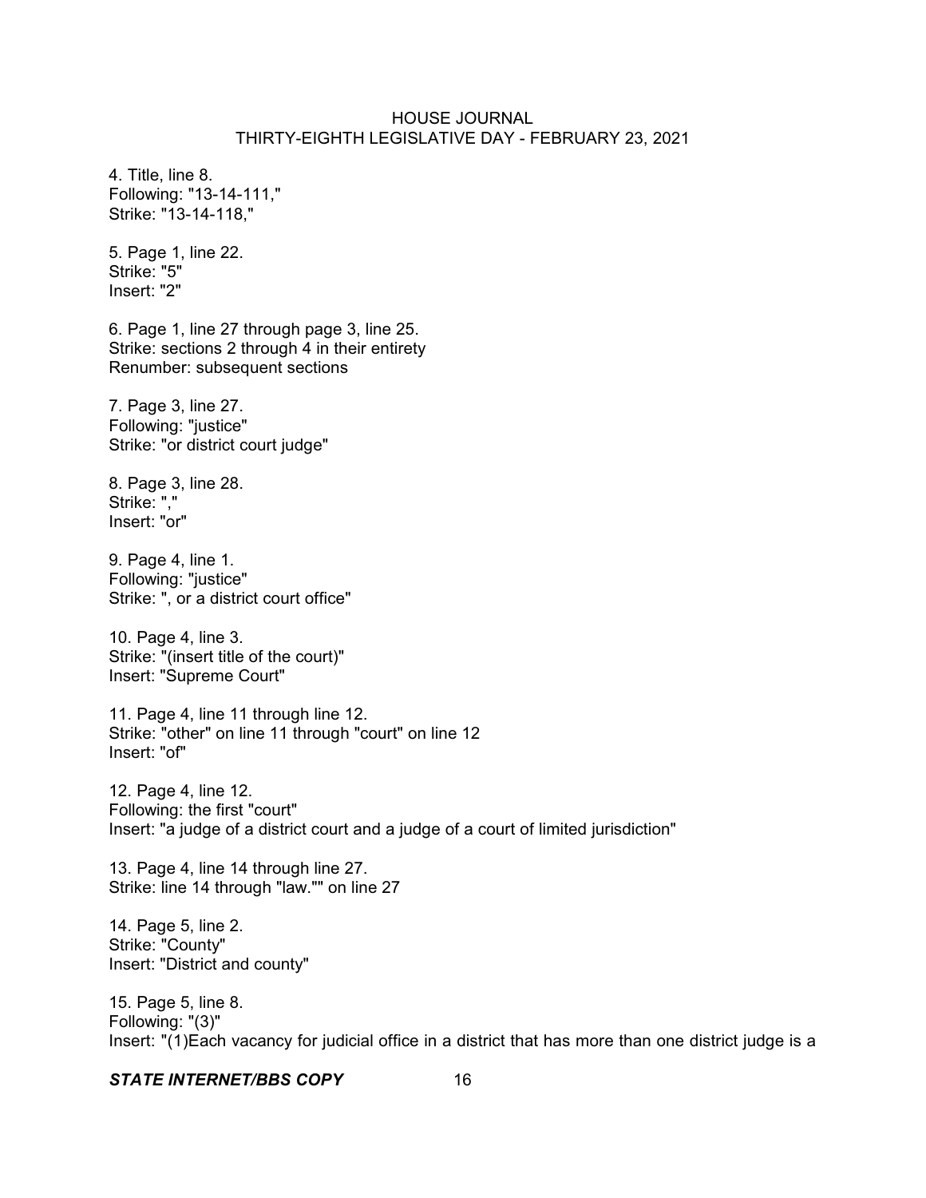4. Title, line 8.
Following: "13-14-111,"
Strike: "13-14-118,"

5. Page 1, line 22.
Strike: "5"
Insert: "2"

6. Page 1, line 27 through page 3, line 25.
Strike: sections 2 through 4 in their entirety
Renumber: subsequent sections

7. Page 3, line 27.
Following: "justice"
Strike: "or district court judge"

8. Page 3, line 28.
Strike: ","
Insert: "or"

9. Page 4, line 1.
Following: "justice"
Strike: ", or a district court office"

10. Page 4, line 3.
Strike: "(insert title of the court)"
Insert: "Supreme Court"

11. Page 4, line 11 through line 12.
Strike: "other" on line 11 through "court" on line 12
Insert: "of"

12. Page 4, line 12.
Following: the first "court"
Insert: "a judge of a district court and a judge of a court of limited jurisdiction"

13. Page 4, line 14 through line 27.
Strike: line 14 through "law."" on line 27

14. Page 5, line 2.
Strike: "County"
Insert: "District and county"

15. Page 5, line 8.
Following: "(3)"
Insert: "(1)Each vacancy for judicial office in a district that has more than one district judge is a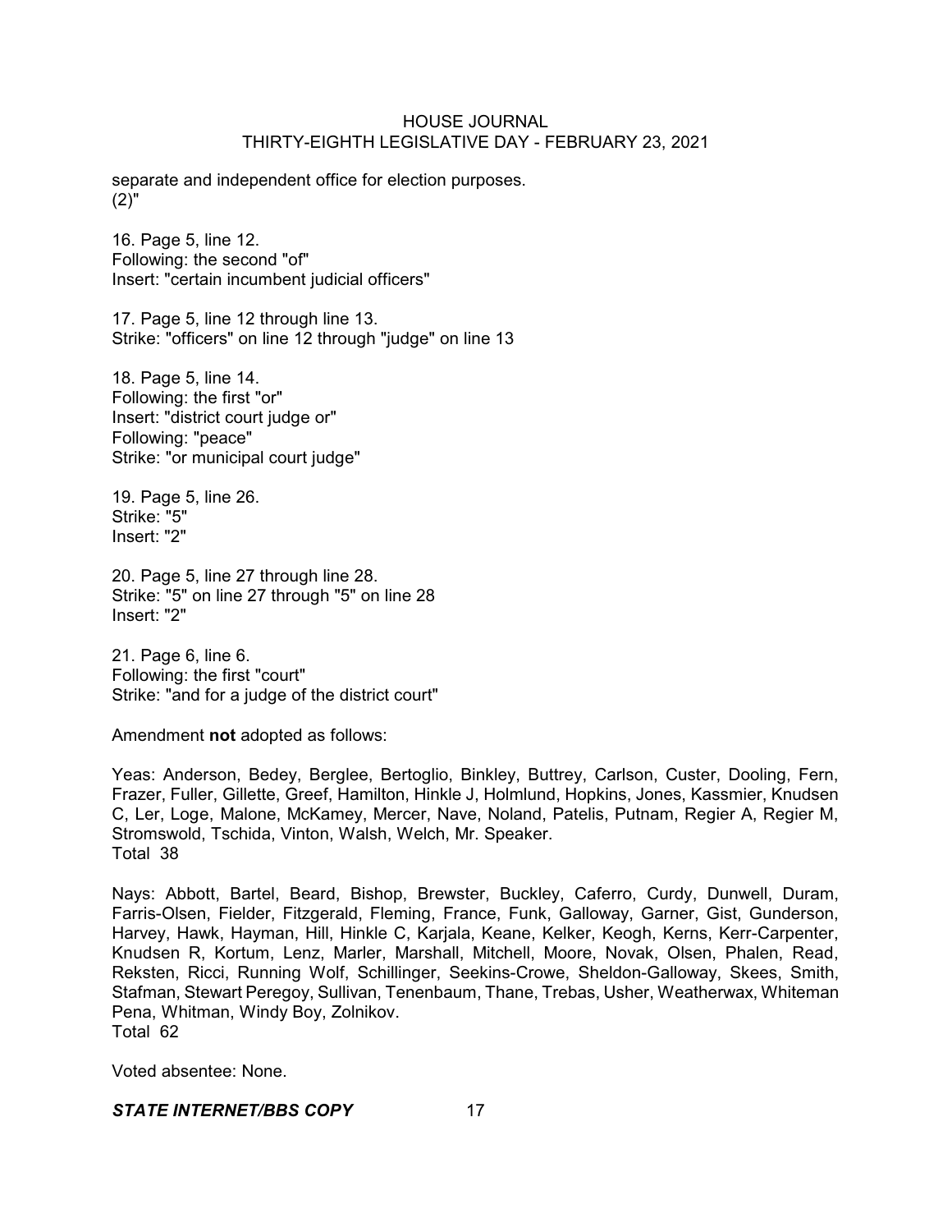separate and independent office for election purposes.
(2)"

16. Page 5, line 12.
Following: the second "of"
Insert: "certain incumbent judicial officers"

17. Page 5, line 12 through line 13.
Strike: "officers" on line 12 through "judge" on line 13

18. Page 5, line 14.
Following: the first "or"
Insert: "district court judge or"
Following: "peace"
Strike: "or municipal court judge"

19. Page 5, line 26.
Strike: "5"
Insert: "2"

20. Page 5, line 27 through line 28.
Strike: "5" on line 27 through "5" on line 28
Insert: "2"

21. Page 6, line 6.
Following: the first "court"
Strike: "and for a judge of the district court"

Amendment **not** adopted as follows:

Yeas: Anderson, Bedey, Berglee, Bertoglio, Binkley, Buttrey, Carlson, Custer, Dooling, Fern, Frazer, Fuller, Gillette, Greef, Hamilton, Hinkle J, Holmlund, Hopkins, Jones, Kassmier, Knudsen C, Ler, Loge, Malone, McKamey, Mercer, Nave, Noland, Patelis, Putnam, Regier A, Regier M, Stromswold, Tschida, Vinton, Walsh, Welch, Mr. Speaker.
Total 38

Nays: Abbott, Bartel, Beard, Bishop, Brewster, Buckley, Caferro, Curdy, Dunwell, Duram, Farris-Olsen, Fielder, Fitzgerald, Fleming, France, Funk, Galloway, Garner, Gist, Gunderson, Harvey, Hawk, Hayman, Hill, Hinkle C, Karjala, Keane, Kelker, Keogh, Kerns, Kerr-Carpenter, Knudsen R, Kortum, Lenz, Marler, Marshall, Mitchell, Moore, Novak, Olsen, Phalen, Read, Reksten, Ricci, Running Wolf, Schillinger, Seekins-Crowe, Sheldon-Galloway, Skees, Smith, Stafman, Stewart Peregoy, Sullivan, Tenenbaum, Thane, Trebas, Usher, Weatherwax, Whiteman Pena, Whitman, Windy Boy, Zolnikov.
Total 62

Voted absentee: None.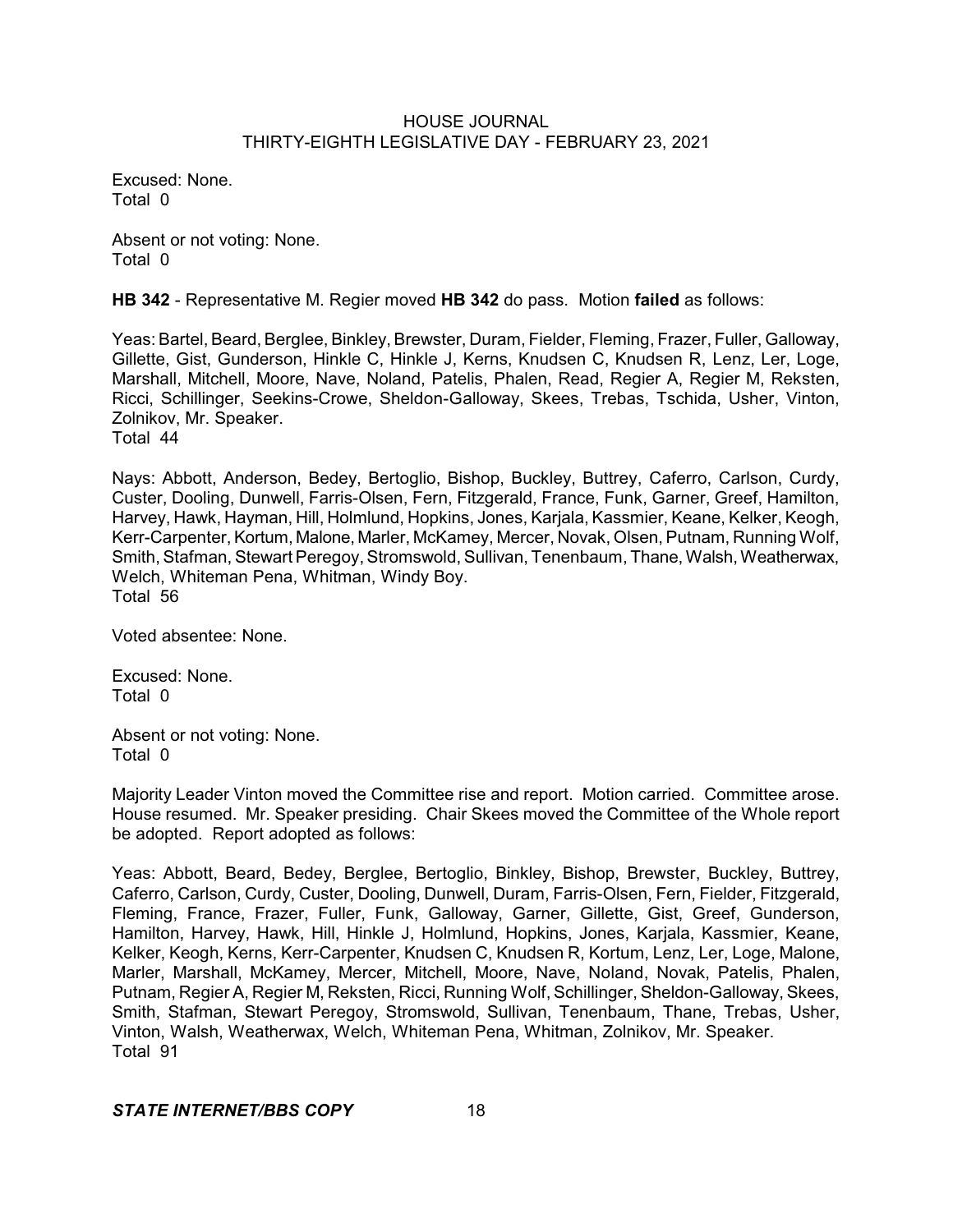Excused: None.
Total 0

Absent or not voting: None.
Total 0

**HB 342** - Representative M. Regier moved **HB 342** do pass. Motion **failed** as follows:

Yeas: Bartel, Beard, Berglee, Binkley, Brewster, Duram, Fielder, Fleming, Frazer, Fuller, Galloway, Gillette, Gist, Gunderson, Hinkle C, Hinkle J, Kerns, Knudsen C, Knudsen R, Lenz, Ler, Loge, Marshall, Mitchell, Moore, Nave, Noland, Patelis, Phalen, Read, Regier A, Regier M, Reksten, Ricci, Schillinger, Seekins-Crowe, Sheldon-Galloway, Skees, Trebas, Tschida, Usher, Vinton, Zolnikov, Mr. Speaker.
Total 44

Nays: Abbott, Anderson, Bedey, Bertoglio, Bishop, Buckley, Buttrey, Caferro, Carlson, Curdy, Custer, Dooling, Dunwell, Farris-Olsen, Fern, Fitzgerald, France, Funk, Garner, Greef, Hamilton, Harvey, Hawk, Hayman, Hill, Holmlund, Hopkins, Jones, Karjala, Kassmier, Keane, Kelker, Keogh, Kerr-Carpenter, Kortum, Malone, Marler, McKamey, Mercer, Novak, Olsen, Putnam, Running Wolf, Smith, Stafman, Stewart Peregoy, Stromswold, Sullivan, Tenenbaum, Thane, Walsh, Weatherwax, Welch, Whiteman Pena, Whitman, Windy Boy.
Total 56

Voted absentee: None.

Excused: None.
Total 0

Absent or not voting: None.
Total 0

Majority Leader Vinton moved the Committee rise and report. Motion carried. Committee arose. House resumed. Mr. Speaker presiding. Chair Skees moved the Committee of the Whole report be adopted. Report adopted as follows:

Yeas: Abbott, Beard, Bedey, Berglee, Bertoglio, Binkley, Bishop, Brewster, Buckley, Buttrey, Caferro, Carlson, Curdy, Custer, Dooling, Dunwell, Duram, Farris-Olsen, Fern, Fielder, Fitzgerald, Fleming, France, Frazer, Fuller, Funk, Galloway, Garner, Gillette, Gist, Greef, Gunderson, Hamilton, Harvey, Hawk, Hill, Hinkle J, Holmlund, Hopkins, Jones, Karjala, Kassmier, Keane, Kelker, Keogh, Kerns, Kerr-Carpenter, Knudsen C, Knudsen R, Kortum, Lenz, Ler, Loge, Malone, Marler, Marshall, McKamey, Mercer, Mitchell, Moore, Nave, Noland, Novak, Patelis, Phalen, Putnam, Regier A, Regier M, Reksten, Ricci, Running Wolf, Schillinger, Sheldon-Galloway, Skees, Smith, Stafman, Stewart Peregoy, Stromswold, Sullivan, Tenenbaum, Thane, Trebas, Usher, Vinton, Walsh, Weatherwax, Welch, Whiteman Pena, Whitman, Zolnikov, Mr. Speaker.
Total 91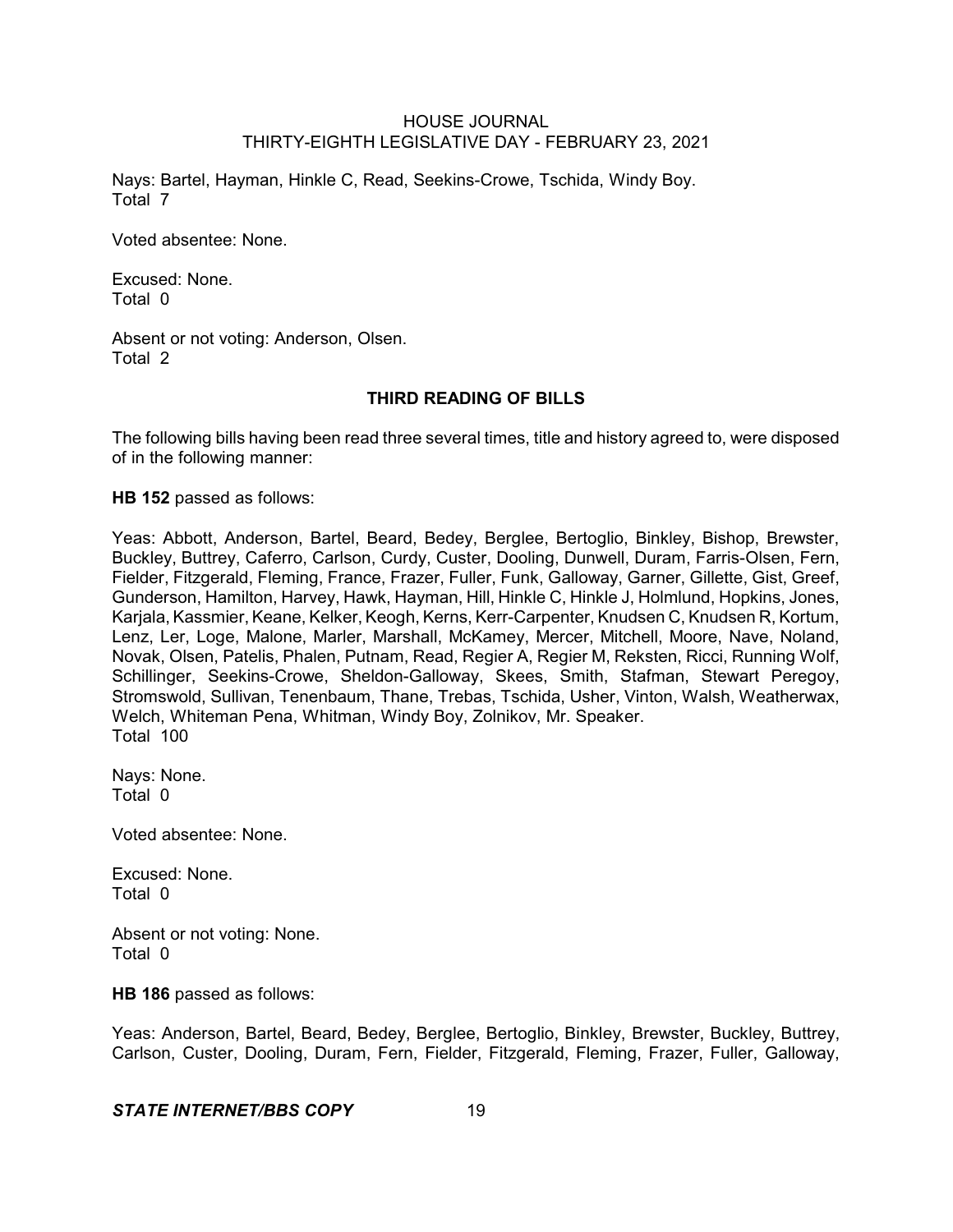Nays: Bartel, Hayman, Hinkle C, Read, Seekins-Crowe, Tschida, Windy Boy.
Total 7

Voted absentee: None.

Excused: None.
Total 0

Absent or not voting: Anderson, Olsen.
Total 2

## THIRD READING OF BILLS

The following bills having been read three several times, title and history agreed to, were disposed of in the following manner:

**HB 152** passed as follows:

Yeas: Abbott, Anderson, Bartel, Beard, Bedey, Berglee, Bertoglio, Binkley, Bishop, Brewster, Buckley, Buttrey, Caferro, Carlson, Curdy, Custer, Dooling, Dunwell, Duram, Farris-Olsen, Fern, Fielder, Fitzgerald, Fleming, France, Frazer, Fuller, Funk, Galloway, Garner, Gillette, Gist, Greef, Gunderson, Hamilton, Harvey, Hawk, Hayman, Hill, Hinkle C, Hinkle J, Holmlund, Hopkins, Jones, Karjala, Kassmier, Keane, Kelker, Keogh, Kerns, Kerr-Carpenter, Knudsen C, Knudsen R, Kortum, Lenz, Ler, Loge, Malone, Marler, Marshall, McKamey, Mercer, Mitchell, Moore, Nave, Noland, Novak, Olsen, Patelis, Phalen, Putnam, Read, Regier A, Regier M, Reksten, Ricci, Running Wolf, Schillinger, Seekins-Crowe, Sheldon-Galloway, Skees, Smith, Stafman, Stewart Peregoy, Stromswold, Sullivan, Tenenbaum, Thane, Trebas, Tschida, Usher, Vinton, Walsh, Weatherwax, Welch, Whiteman Pena, Whitman, Windy Boy, Zolnikov, Mr. Speaker.
Total 100

Nays: None.
Total 0

Voted absentee: None.

Excused: None.
Total 0

Absent or not voting: None.
Total 0

**HB 186** passed as follows:

Yeas: Anderson, Bartel, Beard, Bedey, Berglee, Bertoglio, Binkley, Brewster, Buckley, Buttrey, Carlson, Custer, Dooling, Duram, Fern, Fielder, Fitzgerald, Fleming, Frazer, Fuller, Galloway,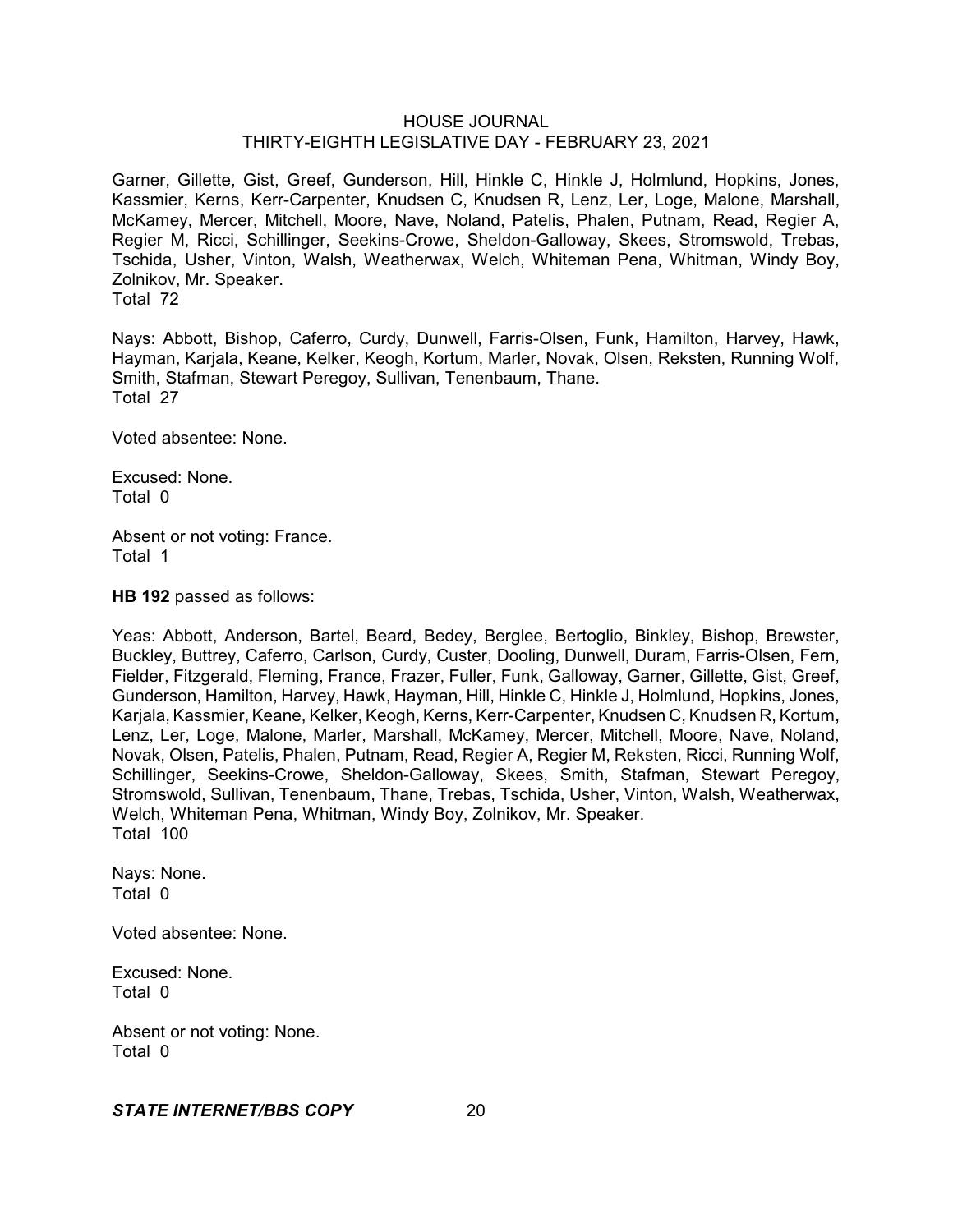Garner, Gillette, Gist, Greef, Gunderson, Hill, Hinkle C, Hinkle J, Holmlund, Hopkins, Jones, Kassmier, Kerns, Kerr-Carpenter, Knudsen C, Knudsen R, Lenz, Ler, Loge, Malone, Marshall, McKamey, Mercer, Mitchell, Moore, Nave, Noland, Patelis, Phalen, Putnam, Read, Regier A, Regier M, Ricci, Schillinger, Seekins-Crowe, Sheldon-Galloway, Skees, Stromswold, Trebas, Tschida, Usher, Vinton, Walsh, Weatherwax, Welch, Whiteman Pena, Whitman, Windy Boy, Zolnikov, Mr. Speaker.
Total 72

Nays: Abbott, Bishop, Caferro, Curdy, Dunwell, Farris-Olsen, Funk, Hamilton, Harvey, Hawk, Hayman, Karjala, Keane, Kelker, Keogh, Kortum, Marler, Novak, Olsen, Reksten, Running Wolf, Smith, Stafman, Stewart Peregoy, Sullivan, Tenenbaum, Thane.
Total 27

Voted absentee: None.

Excused: None.
Total 0

Absent or not voting: France.
Total 1

**HB 192** passed as follows:

Yeas: Abbott, Anderson, Bartel, Beard, Bedey, Berglee, Bertoglio, Binkley, Bishop, Brewster, Buckley, Buttrey, Caferro, Carlson, Curdy, Custer, Dooling, Dunwell, Duram, Farris-Olsen, Fern, Fielder, Fitzgerald, Fleming, France, Frazer, Fuller, Funk, Galloway, Garner, Gillette, Gist, Greef, Gunderson, Hamilton, Harvey, Hawk, Hayman, Hill, Hinkle C, Hinkle J, Holmlund, Hopkins, Jones, Karjala, Kassmier, Keane, Kelker, Keogh, Kerns, Kerr-Carpenter, Knudsen C, Knudsen R, Kortum, Lenz, Ler, Loge, Malone, Marler, Marshall, McKamey, Mercer, Mitchell, Moore, Nave, Noland, Novak, Olsen, Patelis, Phalen, Putnam, Read, Regier A, Regier M, Reksten, Ricci, Running Wolf, Schillinger, Seekins-Crowe, Sheldon-Galloway, Skees, Smith, Stafman, Stewart Peregoy, Stromswold, Sullivan, Tenenbaum, Thane, Trebas, Tschida, Usher, Vinton, Walsh, Weatherwax, Welch, Whiteman Pena, Whitman, Windy Boy, Zolnikov, Mr. Speaker.
Total 100

Nays: None.
Total 0

Voted absentee: None.

Excused: None.
Total 0

Absent or not voting: None.
Total 0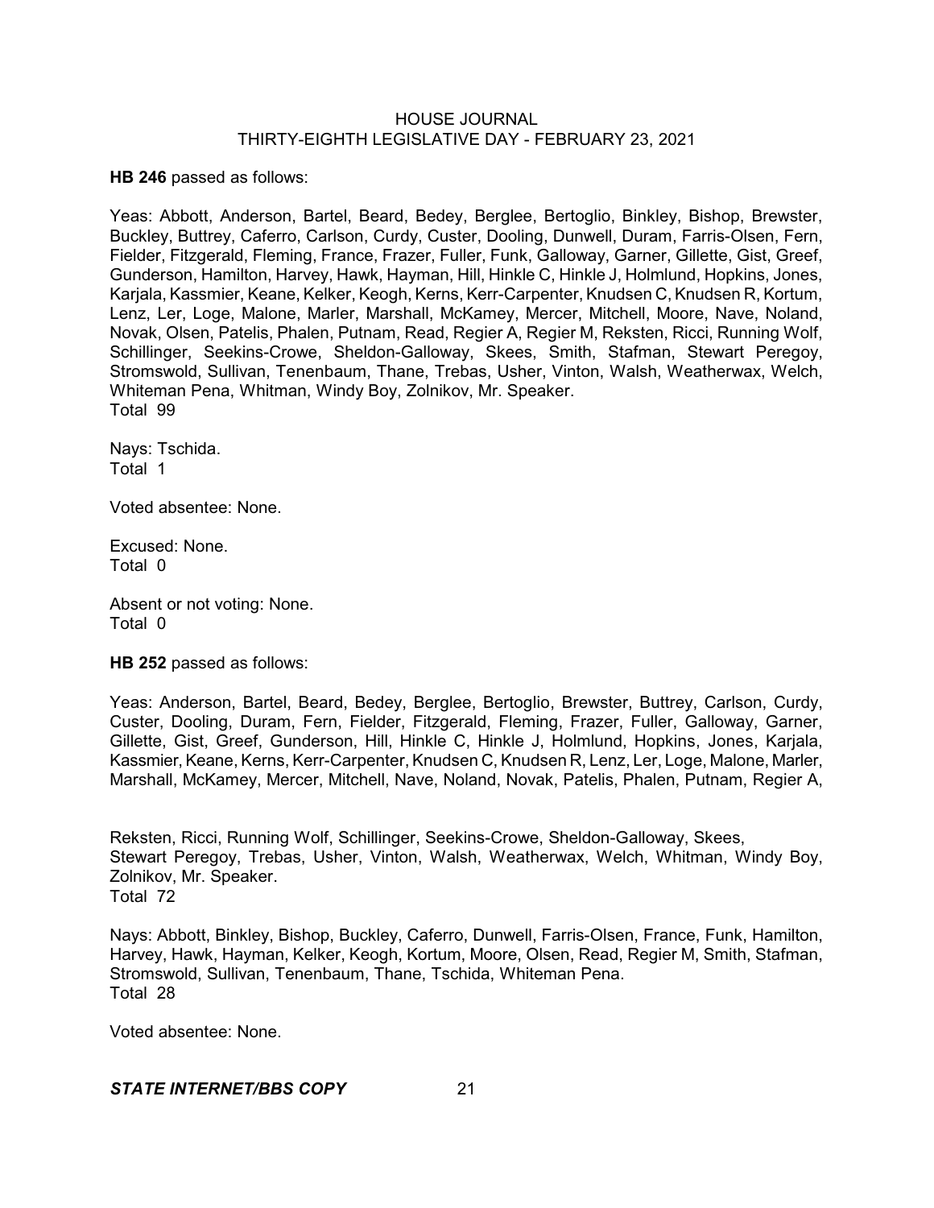**HB 246** passed as follows:

Yeas: Abbott, Anderson, Bartel, Beard, Bedey, Berglee, Bertoglio, Binkley, Bishop, Brewster, Buckley, Buttrey, Caferro, Carlson, Curdy, Custer, Dooling, Dunwell, Duram, Farris-Olsen, Fern, Fielder, Fitzgerald, Fleming, France, Frazer, Fuller, Funk, Galloway, Garner, Gillette, Gist, Greef, Gunderson, Hamilton, Harvey, Hawk, Hayman, Hill, Hinkle C, Hinkle J, Holmlund, Hopkins, Jones, Karjala, Kassmier, Keane, Kelker, Keogh, Kerns, Kerr-Carpenter, Knudsen C, Knudsen R, Kortum, Lenz, Ler, Loge, Malone, Marler, Marshall, McKamey, Mercer, Mitchell, Moore, Nave, Noland, Novak, Olsen, Patelis, Phalen, Putnam, Read, Regier A, Regier M, Reksten, Ricci, Running Wolf, Schillinger, Seekins-Crowe, Sheldon-Galloway, Skees, Smith, Stafman, Stewart Peregoy, Stromswold, Sullivan, Tenenbaum, Thane, Trebas, Usher, Vinton, Walsh, Weatherwax, Welch, Whiteman Pena, Whitman, Windy Boy, Zolnikov, Mr. Speaker.
Total 99

Nays: Tschida.
Total 1

Voted absentee: None.

Excused: None.
Total 0

Absent or not voting: None.
Total 0

**HB 252** passed as follows:

Yeas: Anderson, Bartel, Beard, Bedey, Berglee, Bertoglio, Brewster, Buttrey, Carlson, Curdy, Custer, Dooling, Duram, Fern, Fielder, Fitzgerald, Fleming, Frazer, Fuller, Galloway, Garner, Gillette, Gist, Greef, Gunderson, Hill, Hinkle C, Hinkle J, Holmlund, Hopkins, Jones, Karjala, Kassmier, Keane, Kerns, Kerr-Carpenter, Knudsen C, Knudsen R, Lenz, Ler, Loge, Malone, Marler, Marshall, McKamey, Mercer, Mitchell, Nave, Noland, Novak, Patelis, Phalen, Putnam, Regier A, Reksten, Ricci, Running Wolf, Schillinger, Seekins-Crowe, Sheldon-Galloway, Skees, Stewart Peregoy, Trebas, Usher, Vinton, Walsh, Weatherwax, Welch, Whitman, Windy Boy, Zolnikov, Mr. Speaker.
Total 72

Nays: Abbott, Binkley, Bishop, Buckley, Caferro, Dunwell, Farris-Olsen, France, Funk, Hamilton, Harvey, Hawk, Hayman, Kelker, Keogh, Kortum, Moore, Olsen, Read, Regier M, Smith, Stafman, Stromswold, Sullivan, Tenenbaum, Thane, Tschida, Whiteman Pena.
Total 28

Voted absentee: None.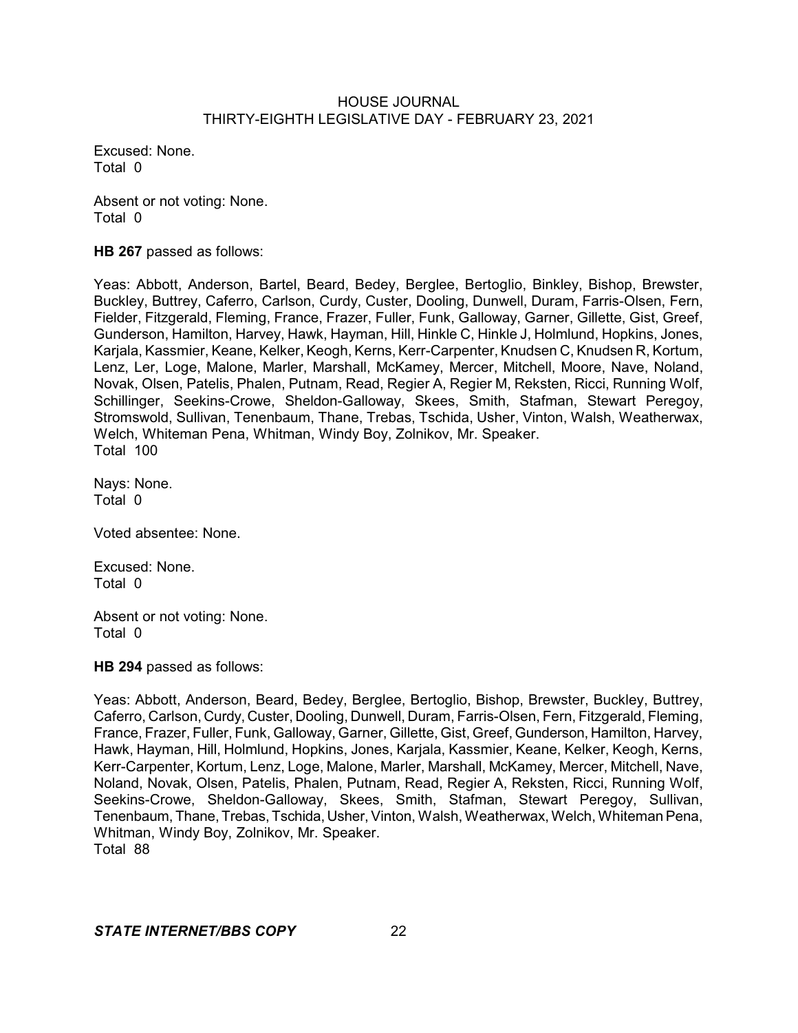Excused: None.
Total 0

Absent or not voting: None.
Total 0

**HB 267** passed as follows:

Yeas: Abbott, Anderson, Bartel, Beard, Bedey, Berglee, Bertoglio, Binkley, Bishop, Brewster, Buckley, Buttrey, Caferro, Carlson, Curdy, Custer, Dooling, Dunwell, Duram, Farris-Olsen, Fern, Fielder, Fitzgerald, Fleming, France, Frazer, Fuller, Funk, Galloway, Garner, Gillette, Gist, Greef, Gunderson, Hamilton, Harvey, Hawk, Hayman, Hill, Hinkle C, Hinkle J, Holmlund, Hopkins, Jones, Karjala, Kassmier, Keane, Kelker, Keogh, Kerns, Kerr-Carpenter, Knudsen C, Knudsen R, Kortum, Lenz, Ler, Loge, Malone, Marler, Marshall, McKamey, Mercer, Mitchell, Moore, Nave, Noland, Novak, Olsen, Patelis, Phalen, Putnam, Read, Regier A, Regier M, Reksten, Ricci, Running Wolf, Schillinger, Seekins-Crowe, Sheldon-Galloway, Skees, Smith, Stafman, Stewart Peregoy, Stromswold, Sullivan, Tenenbaum, Thane, Trebas, Tschida, Usher, Vinton, Walsh, Weatherwax, Welch, Whiteman Pena, Whitman, Windy Boy, Zolnikov, Mr. Speaker.
Total 100

Nays: None.
Total 0

Voted absentee: None.

Excused: None.
Total 0

Absent or not voting: None.
Total 0

**HB 294** passed as follows:

Yeas: Abbott, Anderson, Beard, Bedey, Berglee, Bertoglio, Bishop, Brewster, Buckley, Buttrey, Caferro, Carlson, Curdy, Custer, Dooling, Dunwell, Duram, Farris-Olsen, Fern, Fitzgerald, Fleming, France, Frazer, Fuller, Funk, Galloway, Garner, Gillette, Gist, Greef, Gunderson, Hamilton, Harvey, Hawk, Hayman, Hill, Holmlund, Hopkins, Jones, Karjala, Kassmier, Keane, Kelker, Keogh, Kerns, Kerr-Carpenter, Kortum, Lenz, Loge, Malone, Marler, Marshall, McKamey, Mercer, Mitchell, Nave, Noland, Novak, Olsen, Patelis, Phalen, Putnam, Read, Regier A, Reksten, Ricci, Running Wolf, Seekins-Crowe, Sheldon-Galloway, Skees, Smith, Stafman, Stewart Peregoy, Sullivan, Tenenbaum, Thane, Trebas, Tschida, Usher, Vinton, Walsh, Weatherwax, Welch, Whiteman Pena, Whitman, Windy Boy, Zolnikov, Mr. Speaker.
Total 88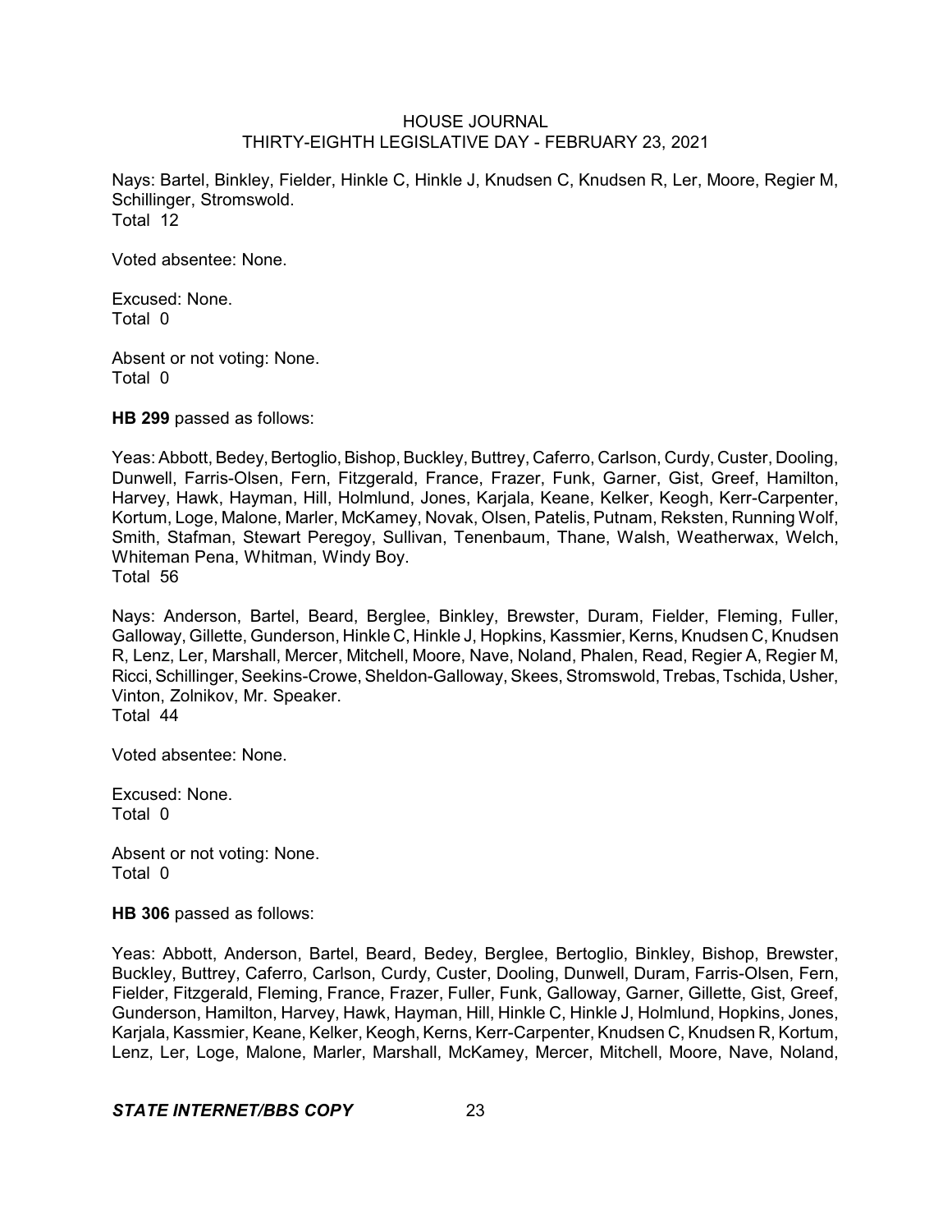Nays: Bartel, Binkley, Fielder, Hinkle C, Hinkle J, Knudsen C, Knudsen R, Ler, Moore, Regier M, Schillinger, Stromswold.
Total 12

Voted absentee: None.

Excused: None.
Total 0

Absent or not voting: None.
Total 0

**HB 299** passed as follows:

Yeas: Abbott, Bedey, Bertoglio, Bishop, Buckley, Buttrey, Caferro, Carlson, Curdy, Custer, Dooling, Dunwell, Farris-Olsen, Fern, Fitzgerald, France, Frazer, Funk, Garner, Gist, Greef, Hamilton, Harvey, Hawk, Hayman, Hill, Holmlund, Jones, Karjala, Keane, Kelker, Keogh, Kerr-Carpenter, Kortum, Loge, Malone, Marler, McKamey, Novak, Olsen, Patelis, Putnam, Reksten, Running Wolf, Smith, Stafman, Stewart Peregoy, Sullivan, Tenenbaum, Thane, Walsh, Weatherwax, Welch, Whiteman Pena, Whitman, Windy Boy.
Total 56

Nays: Anderson, Bartel, Beard, Berglee, Binkley, Brewster, Duram, Fielder, Fleming, Fuller, Galloway, Gillette, Gunderson, Hinkle C, Hinkle J, Hopkins, Kassmier, Kerns, Knudsen C, Knudsen R, Lenz, Ler, Marshall, Mercer, Mitchell, Moore, Nave, Noland, Phalen, Read, Regier A, Regier M, Ricci, Schillinger, Seekins-Crowe, Sheldon-Galloway, Skees, Stromswold, Trebas, Tschida, Usher, Vinton, Zolnikov, Mr. Speaker.
Total 44

Voted absentee: None.

Excused: None.
Total 0

Absent or not voting: None.
Total 0

**HB 306** passed as follows:

Yeas: Abbott, Anderson, Bartel, Beard, Bedey, Berglee, Bertoglio, Binkley, Bishop, Brewster, Buckley, Buttrey, Caferro, Carlson, Curdy, Custer, Dooling, Dunwell, Duram, Farris-Olsen, Fern, Fielder, Fitzgerald, Fleming, France, Frazer, Fuller, Funk, Galloway, Garner, Gillette, Gist, Greef, Gunderson, Hamilton, Harvey, Hawk, Hayman, Hill, Hinkle C, Hinkle J, Holmlund, Hopkins, Jones, Karjala, Kassmier, Keane, Kelker, Keogh, Kerns, Kerr-Carpenter, Knudsen C, Knudsen R, Kortum, Lenz, Ler, Loge, Malone, Marler, Marshall, McKamey, Mercer, Mitchell, Moore, Nave, Noland,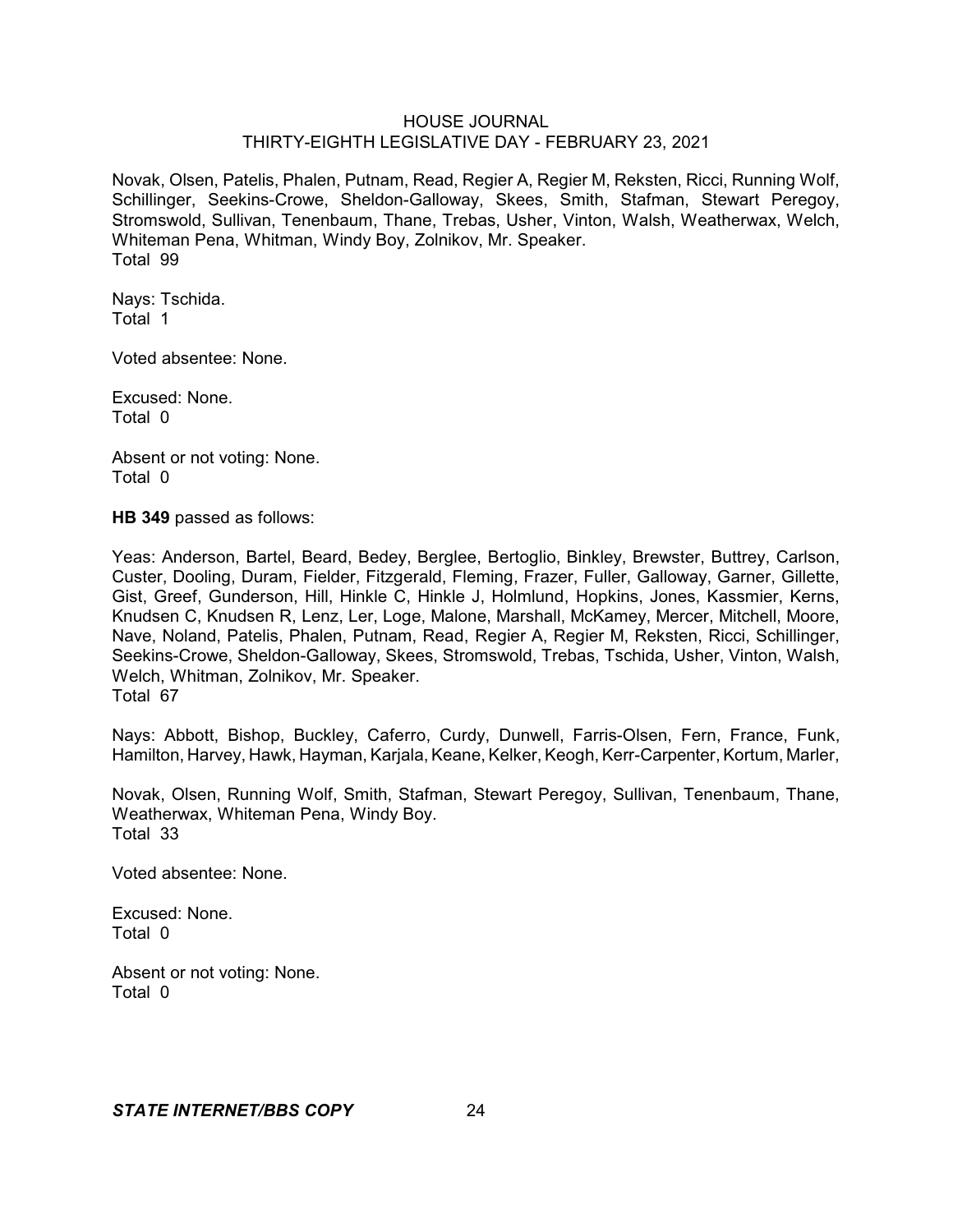Novak, Olsen, Patelis, Phalen, Putnam, Read, Regier A, Regier M, Reksten, Ricci, Running Wolf, Schillinger, Seekins-Crowe, Sheldon-Galloway, Skees, Smith, Stafman, Stewart Peregoy, Stromswold, Sullivan, Tenenbaum, Thane, Trebas, Usher, Vinton, Walsh, Weatherwax, Welch, Whiteman Pena, Whitman, Windy Boy, Zolnikov, Mr. Speaker.
Total 99

Nays: Tschida.
Total 1

Voted absentee: None.

Excused: None.
Total 0

Absent or not voting: None.
Total 0

**HB 349** passed as follows:

Yeas: Anderson, Bartel, Beard, Bedey, Berglee, Bertoglio, Binkley, Brewster, Buttrey, Carlson, Custer, Dooling, Duram, Fielder, Fitzgerald, Fleming, Frazer, Fuller, Galloway, Garner, Gillette, Gist, Greef, Gunderson, Hill, Hinkle C, Hinkle J, Holmlund, Hopkins, Jones, Kassmier, Kerns, Knudsen C, Knudsen R, Lenz, Ler, Loge, Malone, Marshall, McKamey, Mercer, Mitchell, Moore, Nave, Noland, Patelis, Phalen, Putnam, Read, Regier A, Regier M, Reksten, Ricci, Schillinger, Seekins-Crowe, Sheldon-Galloway, Skees, Stromswold, Trebas, Tschida, Usher, Vinton, Walsh, Welch, Whitman, Zolnikov, Mr. Speaker.
Total 67

Nays: Abbott, Bishop, Buckley, Caferro, Curdy, Dunwell, Farris-Olsen, Fern, France, Funk, Hamilton, Harvey, Hawk, Hayman, Karjala, Keane, Kelker, Keogh, Kerr-Carpenter, Kortum, Marler, Novak, Olsen, Running Wolf, Smith, Stafman, Stewart Peregoy, Sullivan, Tenenbaum, Thane, Weatherwax, Whiteman Pena, Windy Boy.
Total 33

Voted absentee: None.

Excused: None.
Total 0

Absent or not voting: None.
Total 0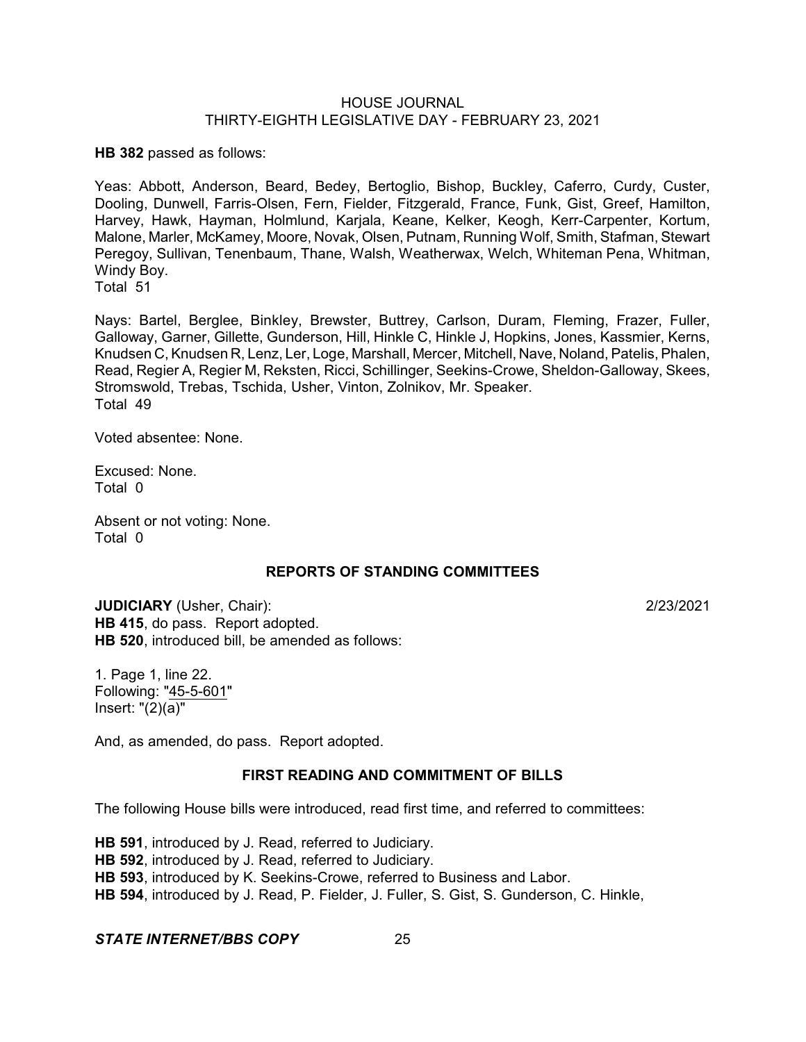**HB 382** passed as follows:

Yeas: Abbott, Anderson, Beard, Bedey, Bertoglio, Bishop, Buckley, Caferro, Curdy, Custer, Dooling, Dunwell, Farris-Olsen, Fern, Fielder, Fitzgerald, France, Funk, Gist, Greef, Hamilton, Harvey, Hawk, Hayman, Holmlund, Karjala, Keane, Kelker, Keogh, Kerr-Carpenter, Kortum, Malone, Marler, McKamey, Moore, Novak, Olsen, Putnam, Running Wolf, Smith, Stafman, Stewart Peregoy, Sullivan, Tenenbaum, Thane, Walsh, Weatherwax, Welch, Whiteman Pena, Whitman, Windy Boy.
Total 51

Nays: Bartel, Berglee, Binkley, Brewster, Buttrey, Carlson, Duram, Fleming, Frazer, Fuller, Galloway, Garner, Gillette, Gunderson, Hill, Hinkle C, Hinkle J, Hopkins, Jones, Kassmier, Kerns, Knudsen C, Knudsen R, Lenz, Ler, Loge, Marshall, Mercer, Mitchell, Nave, Noland, Patelis, Phalen, Read, Regier A, Regier M, Reksten, Ricci, Schillinger, Seekins-Crowe, Sheldon-Galloway, Skees, Stromswold, Trebas, Tschida, Usher, Vinton, Zolnikov, Mr. Speaker.
Total 49

Voted absentee: None.

Excused: None.
Total 0

Absent or not voting: None.
Total 0

## REPORTS OF STANDING COMMITTEES

**JUDICIARY** (Usher, Chair): 2/23/2021

**HB 415**, do pass. Report adopted.

**HB 520**, introduced bill, be amended as follows:

1. Page 1, line 22.
Following: "45-5-601"
Insert: "(2)(a)"

And, as amended, do pass. Report adopted.

## FIRST READING AND COMMITMENT OF BILLS

The following House bills were introduced, read first time, and referred to committees:

**HB 591**, introduced by J. Read, referred to Judiciary.
**HB 592**, introduced by J. Read, referred to Judiciary.
**HB 593**, introduced by K. Seekins-Crowe, referred to Business and Labor.
**HB 594**, introduced by J. Read, P. Fielder, J. Fuller, S. Gist, S. Gunderson, C. Hinkle,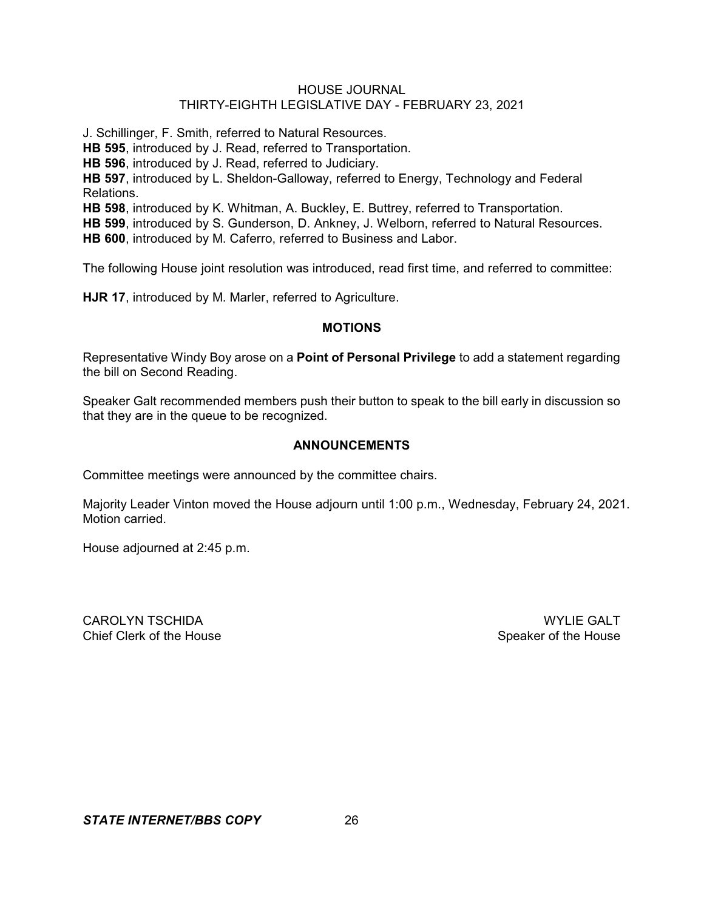J. Schillinger, F. Smith, referred to Natural Resources.
**HB 595**, introduced by J. Read, referred to Transportation.
**HB 596**, introduced by J. Read, referred to Judiciary.
**HB 597**, introduced by L. Sheldon-Galloway, referred to Energy, Technology and Federal Relations.
**HB 598**, introduced by K. Whitman, A. Buckley, E. Buttrey, referred to Transportation.
**HB 599**, introduced by S. Gunderson, D. Ankney, J. Welborn, referred to Natural Resources.
**HB 600**, introduced by M. Caferro, referred to Business and Labor.

The following House joint resolution was introduced, read first time, and referred to committee:

**HJR 17**, introduced by M. Marler, referred to Agriculture.

## MOTIONS

Representative Windy Boy arose on a **Point of Personal Privilege** to add a statement regarding the bill on Second Reading.

Speaker Galt recommended members push their button to speak to the bill early in discussion so that they are in the queue to be recognized.

## ANNOUNCEMENTS

Committee meetings were announced by the committee chairs.

Majority Leader Vinton moved the House adjourn until 1:00 p.m., Wednesday, February 24, 2021. Motion carried.

House adjourned at 2:45 p.m.

CAROLYN TSCHIDA
Chief Clerk of the House

WYLIE GALT
Speaker of the House